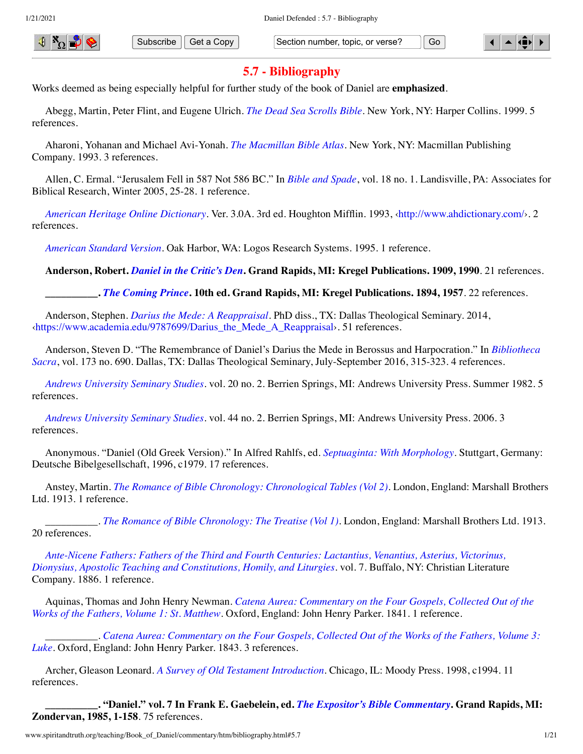# 5.7 - Bibliography

Works deemed as being especially helpful for further study of the book of Daniel are **emphasized**.

Abegg, Martin, Peter Flint, and Eugene Ulrich. *The Dead Sea Scrolls Bible*. New York, NY: Harper Collins. 1999. 5 references.

Aharoni, Yohanan and Michael Avi-Yonah. *The Macmillan Bible Atlas*. New York, NY: Macmillan Publishing Company. 1993. 3 references.

Allen, C. Ermal. "Jerusalem Fell in 587 Not 586 BC." In *Bible and Spade*, vol. 18 no. 1. Landisville, PA: Associates for Biblical Research, Winter 2005, 25-28. 1 reference.

*American Heritage Online Dictionary*. Ver. 3.0A. 3rd ed. Houghton Mifflin. 1993, ‹http://www.ahdictionary.com/›. 2 references.

*American Standard Version*. Oak Harbor, WA: Logos Research Systems. 1995. 1 reference.

**Anderson, Robert. *Daniel in the Critic's Den*. Grand Rapids, MI: Kregel Publications. 1909, 1990**. 21 references.

**__________. *The Coming Prince*. 10th ed. Grand Rapids, MI: Kregel Publications. 1894, 1957**. 22 references.

Anderson, Stephen. *Darius the Mede: A Reappraisal*. PhD diss., TX: Dallas Theological Seminary. 2014, ‹https://www.academia.edu/9787699/Darius_the_Mede_A_Reappraisal›. 51 references.

Anderson, Steven D. "The Remembrance of Daniel's Darius the Mede in Berossus and Harpocration." In *Bibliotheca Sacra*, vol. 173 no. 690. Dallas, TX: Dallas Theological Seminary, July-September 2016, 315-323. 4 references.

*Andrews University Seminary Studies*. vol. 20 no. 2. Berrien Springs, MI: Andrews University Press. Summer 1982. 5 references.

*Andrews University Seminary Studies*. vol. 44 no. 2. Berrien Springs, MI: Andrews University Press. 2006. 3 references.

Anonymous. "Daniel (Old Greek Version)." In Alfred Rahlfs, ed. *Septuaginta: With Morphology*. Stuttgart, Germany: Deutsche Bibelgesellschaft, 1996, c1979. 17 references.

Anstey, Martin. *The Romance of Bible Chronology: Chronological Tables (Vol 2)*. London, England: Marshall Brothers Ltd. 1913. 1 reference.

__________. *The Romance of Bible Chronology: The Treatise (Vol 1)*. London, England: Marshall Brothers Ltd. 1913. 20 references.

*Ante-Nicene Fathers: Fathers of the Third and Fourth Centuries: Lactantius, Venantius, Asterius, Victorinus, Dionysius, Apostolic Teaching and Constitutions, Homily, and Liturgies*. vol. 7. Buffalo, NY: Christian Literature Company. 1886. 1 reference.

Aquinas, Thomas and John Henry Newman. *Catena Aurea: Commentary on the Four Gospels, Collected Out of the Works of the Fathers, Volume 1: St. Matthew*. Oxford, England: John Henry Parker. 1841. 1 reference.

__________. *Catena Aurea: Commentary on the Four Gospels, Collected Out of the Works of the Fathers, Volume 3: Luke*. Oxford, England: John Henry Parker. 1843. 3 references.

Archer, Gleason Leonard. *A Survey of Old Testament Introduction*. Chicago, IL: Moody Press. 1998, c1994. 11 references.

**__________. "Daniel." vol. 7 In Frank E. Gaebelein, ed. *The Expositor's Bible Commentary*. Grand Rapids, MI: Zondervan, 1985, 1-158**. 75 references.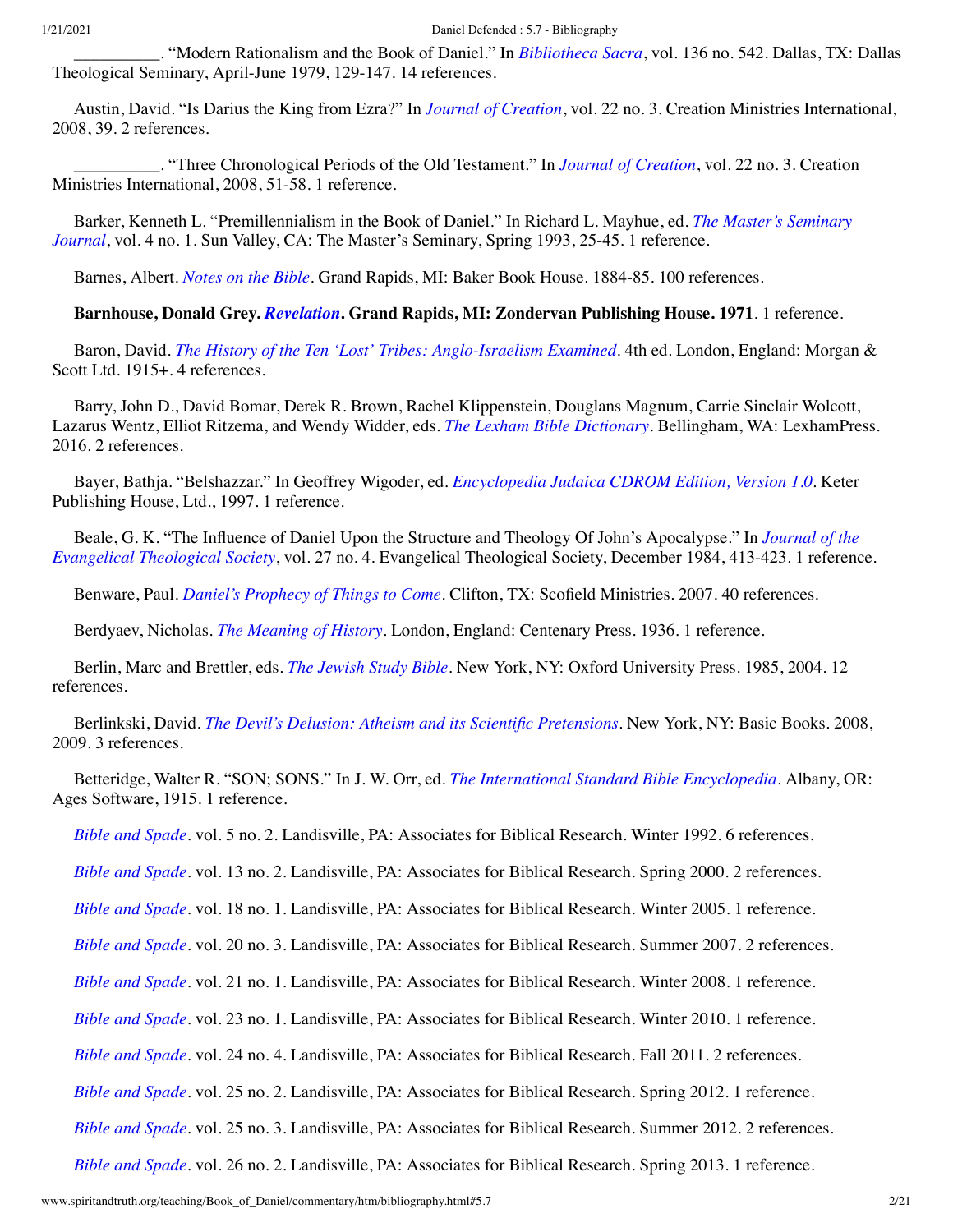__________. “Modern Rationalism and the Book of Daniel.” In *Bibliotheca Sacra*, vol. 136 no. 542. Dallas, TX: Dallas Theological Seminary, April-June 1979, 129-147. 14 references.

Austin, David. “Is Darius the King from Ezra?” In *Journal of Creation*, vol. 22 no. 3. Creation Ministries International, 2008, 39. 2 references.

__________. “Three Chronological Periods of the Old Testament.” In *Journal of Creation*, vol. 22 no. 3. Creation Ministries International, 2008, 51-58. 1 reference.

Barker, Kenneth L. “Premillennialism in the Book of Daniel.” In Richard L. Mayhue, ed. *The Master’s Seminary Journal*, vol. 4 no. 1. Sun Valley, CA: The Master’s Seminary, Spring 1993, 25-45. 1 reference.

Barnes, Albert. *Notes on the Bible*. Grand Rapids, MI: Baker Book House. 1884-85. 100 references.

**Barnhouse, Donald Grey. *Revelation*. Grand Rapids, MI: Zondervan Publishing House. 1971**. 1 reference.

Baron, David. *The History of the Ten ‘Lost’ Tribes: Anglo-Israelism Examined*. 4th ed. London, England: Morgan & Scott Ltd. 1915+. 4 references.

Barry, John D., David Bomar, Derek R. Brown, Rachel Klippenstein, Douglans Magnum, Carrie Sinclair Wolcott, Lazarus Wentz, Elliot Ritzema, and Wendy Widder, eds. *The Lexham Bible Dictionary*. Bellingham, WA: LexhamPress. 2016. 2 references.

Bayer, Bathja. “Belshazzar.” In Geoffrey Wigoder, ed. *Encyclopedia Judaica CDROM Edition, Version 1.0*. Keter Publishing House, Ltd., 1997. 1 reference.

Beale, G. K. “The Influence of Daniel Upon the Structure and Theology Of John’s Apocalypse.” In *Journal of the Evangelical Theological Society*, vol. 27 no. 4. Evangelical Theological Society, December 1984, 413-423. 1 reference.

Benware, Paul. *Daniel’s Prophecy of Things to Come*. Clifton, TX: Scofield Ministries. 2007. 40 references.

Berdyaev, Nicholas. *The Meaning of History*. London, England: Centenary Press. 1936. 1 reference.

Berlin, Marc and Brettler, eds. *The Jewish Study Bible*. New York, NY: Oxford University Press. 1985, 2004. 12 references.

Berlinkski, David. *The Devil’s Delusion: Atheism and its Scientific Pretensions*. New York, NY: Basic Books. 2008, 2009. 3 references.

Betteridge, Walter R. “SON; SONS.” In J. W. Orr, ed. *The International Standard Bible Encyclopedia*. Albany, OR: Ages Software, 1915. 1 reference.

*Bible and Spade*. vol. 5 no. 2. Landisville, PA: Associates for Biblical Research. Winter 1992. 6 references.

*Bible and Spade*. vol. 13 no. 2. Landisville, PA: Associates for Biblical Research. Spring 2000. 2 references.

*Bible and Spade*. vol. 18 no. 1. Landisville, PA: Associates for Biblical Research. Winter 2005. 1 reference.

*Bible and Spade*. vol. 20 no. 3. Landisville, PA: Associates for Biblical Research. Summer 2007. 2 references.

*Bible and Spade*. vol. 21 no. 1. Landisville, PA: Associates for Biblical Research. Winter 2008. 1 reference.

*Bible and Spade*. vol. 23 no. 1. Landisville, PA: Associates for Biblical Research. Winter 2010. 1 reference.

*Bible and Spade*. vol. 24 no. 4. Landisville, PA: Associates for Biblical Research. Fall 2011. 2 references.

*Bible and Spade*. vol. 25 no. 2. Landisville, PA: Associates for Biblical Research. Spring 2012. 1 reference.

*Bible and Spade*. vol. 25 no. 3. Landisville, PA: Associates for Biblical Research. Summer 2012. 2 references.

*Bible and Spade*. vol. 26 no. 2. Landisville, PA: Associates for Biblical Research. Spring 2013. 1 reference.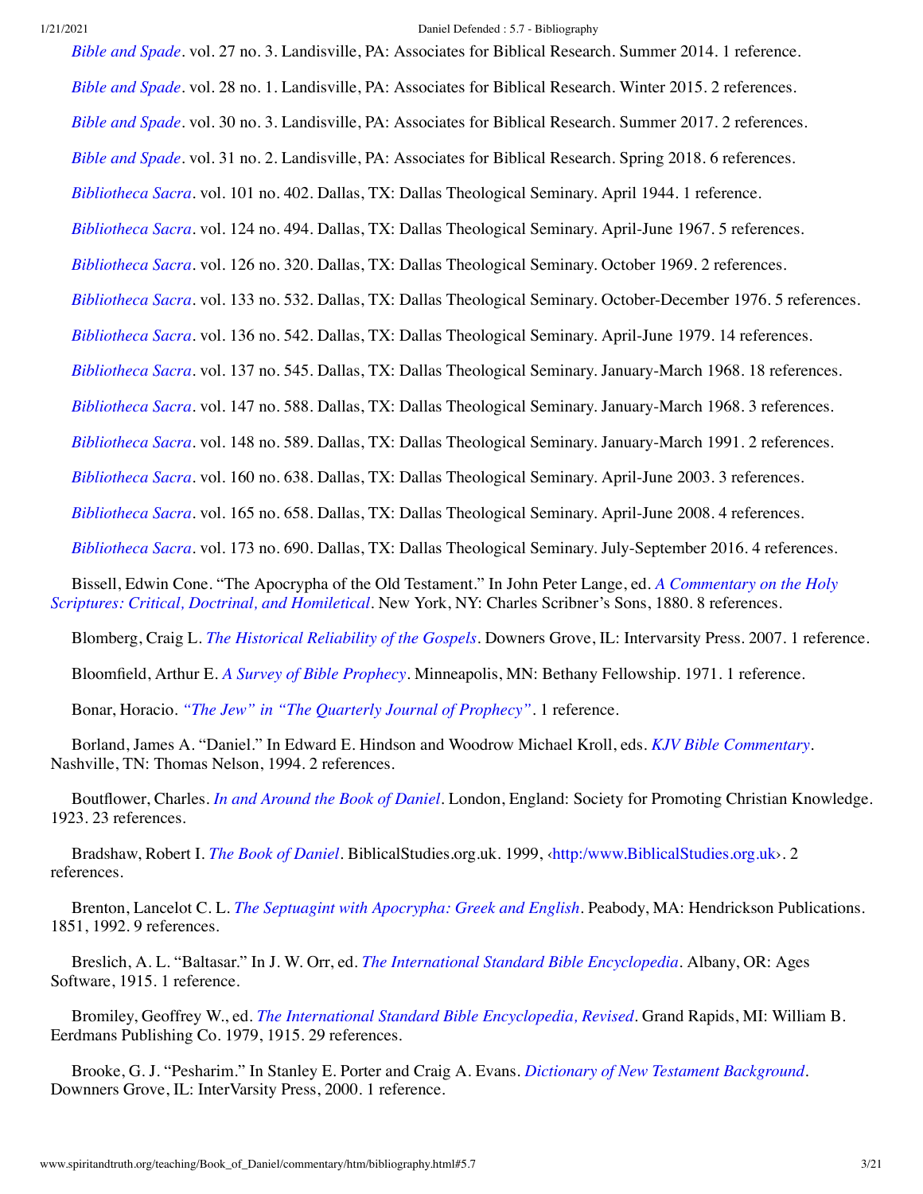*Bible and Spade*. vol. 27 no. 3. Landisville, PA: Associates for Biblical Research. Summer 2014. 1 reference.

*Bible and Spade*. vol. 28 no. 1. Landisville, PA: Associates for Biblical Research. Winter 2015. 2 references.

*Bible and Spade*. vol. 30 no. 3. Landisville, PA: Associates for Biblical Research. Summer 2017. 2 references.

*Bible and Spade*. vol. 31 no. 2. Landisville, PA: Associates for Biblical Research. Spring 2018. 6 references.

*Bibliotheca Sacra*. vol. 101 no. 402. Dallas, TX: Dallas Theological Seminary. April 1944. 1 reference.

*Bibliotheca Sacra*. vol. 124 no. 494. Dallas, TX: Dallas Theological Seminary. April-June 1967. 5 references.

*Bibliotheca Sacra*. vol. 126 no. 320. Dallas, TX: Dallas Theological Seminary. October 1969. 2 references.

*Bibliotheca Sacra*. vol. 133 no. 532. Dallas, TX: Dallas Theological Seminary. October-December 1976. 5 references.

*Bibliotheca Sacra*. vol. 136 no. 542. Dallas, TX: Dallas Theological Seminary. April-June 1979. 14 references.

*Bibliotheca Sacra*. vol. 137 no. 545. Dallas, TX: Dallas Theological Seminary. January-March 1968. 18 references.

*Bibliotheca Sacra*. vol. 147 no. 588. Dallas, TX: Dallas Theological Seminary. January-March 1968. 3 references.

*Bibliotheca Sacra*. vol. 148 no. 589. Dallas, TX: Dallas Theological Seminary. January-March 1991. 2 references.

*Bibliotheca Sacra*. vol. 160 no. 638. Dallas, TX: Dallas Theological Seminary. April-June 2003. 3 references.

*Bibliotheca Sacra*. vol. 165 no. 658. Dallas, TX: Dallas Theological Seminary. April-June 2008. 4 references.

*Bibliotheca Sacra*. vol. 173 no. 690. Dallas, TX: Dallas Theological Seminary. July-September 2016. 4 references.

Bissell, Edwin Cone. "The Apocrypha of the Old Testament." In John Peter Lange, ed. *A Commentary on the Holy Scriptures: Critical, Doctrinal, and Homiletical*. New York, NY: Charles Scribner's Sons, 1880. 8 references.

Blomberg, Craig L. *The Historical Reliability of the Gospels*. Downers Grove, IL: Intervarsity Press. 2007. 1 reference.

Bloomfield, Arthur E. *A Survey of Bible Prophecy*. Minneapolis, MN: Bethany Fellowship. 1971. 1 reference.

Bonar, Horacio. *"The Jew" in "The Quarterly Journal of Prophecy"*. 1 reference.

Borland, James A. "Daniel." In Edward E. Hindson and Woodrow Michael Kroll, eds. *KJV Bible Commentary*. Nashville, TN: Thomas Nelson, 1994. 2 references.

Boutflower, Charles. *In and Around the Book of Daniel*. London, England: Society for Promoting Christian Knowledge. 1923. 23 references.

Bradshaw, Robert I. *The Book of Daniel*. BiblicalStudies.org.uk. 1999, ‹http:/www.BiblicalStudies.org.uk›. 2 references.

Brenton, Lancelot C. L. *The Septuagint with Apocrypha: Greek and English*. Peabody, MA: Hendrickson Publications. 1851, 1992. 9 references.

Breslich, A. L. "Baltasar." In J. W. Orr, ed. *The International Standard Bible Encyclopedia*. Albany, OR: Ages Software, 1915. 1 reference.

Bromiley, Geoffrey W., ed. *The International Standard Bible Encyclopedia, Revised*. Grand Rapids, MI: William B. Eerdmans Publishing Co. 1979, 1915. 29 references.

Brooke, G. J. "Pesharim." In Stanley E. Porter and Craig A. Evans. *Dictionary of New Testament Background*. Downners Grove, IL: InterVarsity Press, 2000. 1 reference.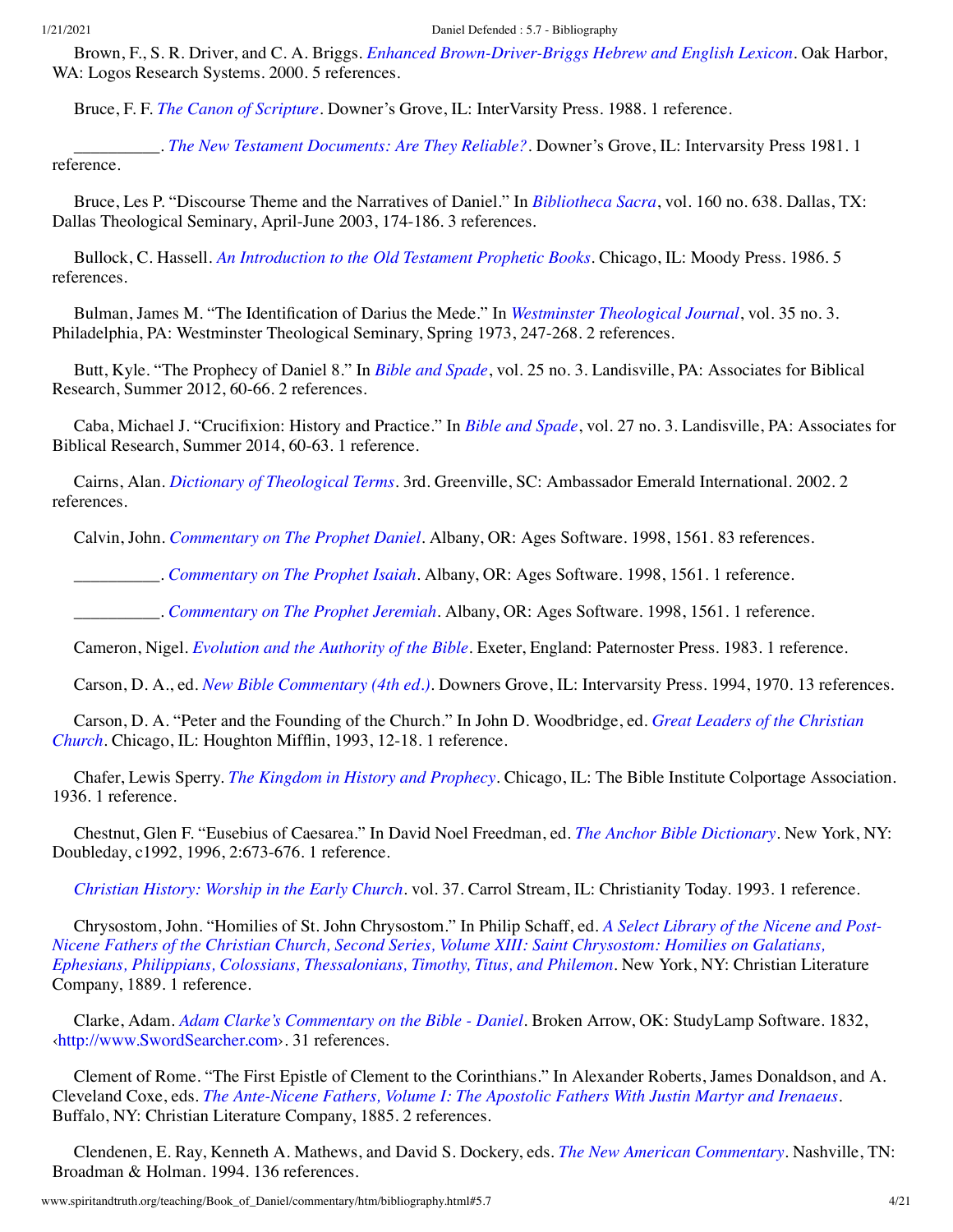Brown, F., S. R. Driver, and C. A. Briggs. *Enhanced Brown-Driver-Briggs Hebrew and English Lexicon*. Oak Harbor, WA: Logos Research Systems. 2000. 5 references.

Bruce, F. F. *The Canon of Scripture*. Downer's Grove, IL: InterVarsity Press. 1988. 1 reference.

__________. *The New Testament Documents: Are They Reliable?*. Downer's Grove, IL: Intervarsity Press 1981. 1 reference.

Bruce, Les P. "Discourse Theme and the Narratives of Daniel." In *Bibliotheca Sacra*, vol. 160 no. 638. Dallas, TX: Dallas Theological Seminary, April-June 2003, 174-186. 3 references.

Bullock, C. Hassell. *An Introduction to the Old Testament Prophetic Books*. Chicago, IL: Moody Press. 1986. 5 references.

Bulman, James M. "The Identification of Darius the Mede." In *Westminster Theological Journal*, vol. 35 no. 3. Philadelphia, PA: Westminster Theological Seminary, Spring 1973, 247-268. 2 references.

Butt, Kyle. "The Prophecy of Daniel 8." In *Bible and Spade*, vol. 25 no. 3. Landisville, PA: Associates for Biblical Research, Summer 2012, 60-66. 2 references.

Caba, Michael J. "Crucifixion: History and Practice." In *Bible and Spade*, vol. 27 no. 3. Landisville, PA: Associates for Biblical Research, Summer 2014, 60-63. 1 reference.

Cairns, Alan. *Dictionary of Theological Terms*. 3rd. Greenville, SC: Ambassador Emerald International. 2002. 2 references.

Calvin, John. *Commentary on The Prophet Daniel*. Albany, OR: Ages Software. 1998, 1561. 83 references.

__________. *Commentary on The Prophet Isaiah*. Albany, OR: Ages Software. 1998, 1561. 1 reference.

__________. *Commentary on The Prophet Jeremiah*. Albany, OR: Ages Software. 1998, 1561. 1 reference.

Cameron, Nigel. *Evolution and the Authority of the Bible*. Exeter, England: Paternoster Press. 1983. 1 reference.

Carson, D. A., ed. *New Bible Commentary (4th ed.)*. Downers Grove, IL: Intervarsity Press. 1994, 1970. 13 references.

Carson, D. A. "Peter and the Founding of the Church." In John D. Woodbridge, ed. *Great Leaders of the Christian Church*. Chicago, IL: Houghton Mifflin, 1993, 12-18. 1 reference.

Chafer, Lewis Sperry. *The Kingdom in History and Prophecy*. Chicago, IL: The Bible Institute Colportage Association. 1936. 1 reference.

Chestnut, Glen F. "Eusebius of Caesarea." In David Noel Freedman, ed. *The Anchor Bible Dictionary*. New York, NY: Doubleday, c1992, 1996, 2:673-676. 1 reference.

*Christian History: Worship in the Early Church*. vol. 37. Carrol Stream, IL: Christianity Today. 1993. 1 reference.

Chrysostom, John. "Homilies of St. John Chrysostom." In Philip Schaff, ed. *A Select Library of the Nicene and Post-Nicene Fathers of the Christian Church, Second Series, Volume XIII: Saint Chrysostom: Homilies on Galatians, Ephesians, Philippians, Colossians, Thessalonians, Timothy, Titus, and Philemon*. New York, NY: Christian Literature Company, 1889. 1 reference.

Clarke, Adam. *Adam Clarke's Commentary on the Bible - Daniel*. Broken Arrow, OK: StudyLamp Software. 1832, ‹http://www.SwordSearcher.com›. 31 references.

Clement of Rome. "The First Epistle of Clement to the Corinthians." In Alexander Roberts, James Donaldson, and A. Cleveland Coxe, eds. *The Ante-Nicene Fathers, Volume I: The Apostolic Fathers With Justin Martyr and Irenaeus*. Buffalo, NY: Christian Literature Company, 1885. 2 references.

Clendenen, E. Ray, Kenneth A. Mathews, and David S. Dockery, eds. *The New American Commentary*. Nashville, TN: Broadman & Holman. 1994. 136 references.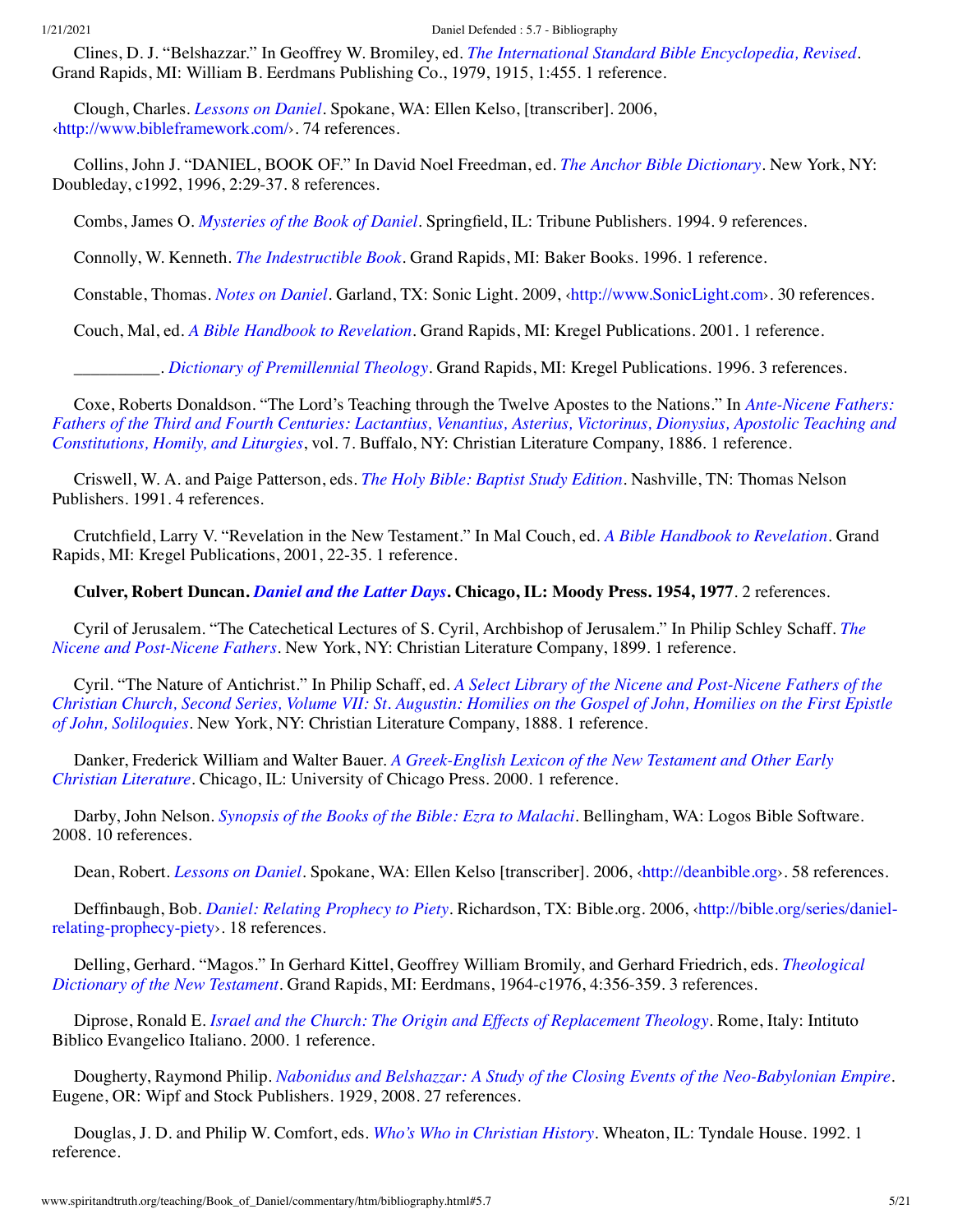Clines, D. J. "Belshazzar." In Geoffrey W. Bromiley, ed. *The International Standard Bible Encyclopedia, Revised*. Grand Rapids, MI: William B. Eerdmans Publishing Co., 1979, 1915, 1:455. 1 reference.

Clough, Charles. *Lessons on Daniel*. Spokane, WA: Ellen Kelso, [transcriber]. 2006, ‹http://www.bibleframework.com/›. 74 references.

Collins, John J. "DANIEL, BOOK OF." In David Noel Freedman, ed. *The Anchor Bible Dictionary*. New York, NY: Doubleday, c1992, 1996, 2:29-37. 8 references.

Combs, James O. *Mysteries of the Book of Daniel*. Springfield, IL: Tribune Publishers. 1994. 9 references.

Connolly, W. Kenneth. *The Indestructible Book*. Grand Rapids, MI: Baker Books. 1996. 1 reference.

Constable, Thomas. *Notes on Daniel*. Garland, TX: Sonic Light. 2009, ‹http://www.SonicLight.com›. 30 references.

Couch, Mal, ed. *A Bible Handbook to Revelation*. Grand Rapids, MI: Kregel Publications. 2001. 1 reference.

__________. *Dictionary of Premillennial Theology*. Grand Rapids, MI: Kregel Publications. 1996. 3 references.

Coxe, Roberts Donaldson. "The Lord's Teaching through the Twelve Apostes to the Nations." In *Ante-Nicene Fathers: Fathers of the Third and Fourth Centuries: Lactantius, Venantius, Asterius, Victorinus, Dionysius, Apostolic Teaching and Constitutions, Homily, and Liturgies*, vol. 7. Buffalo, NY: Christian Literature Company, 1886. 1 reference.

Criswell, W. A. and Paige Patterson, eds. *The Holy Bible: Baptist Study Edition*. Nashville, TN: Thomas Nelson Publishers. 1991. 4 references.

Crutchfield, Larry V. "Revelation in the New Testament." In Mal Couch, ed. *A Bible Handbook to Revelation*. Grand Rapids, MI: Kregel Publications, 2001, 22-35. 1 reference.

**Culver, Robert Duncan. *Daniel and the Latter Days*. Chicago, IL: Moody Press. 1954, 1977**. 2 references.

Cyril of Jerusalem. "The Catechetical Lectures of S. Cyril, Archbishop of Jerusalem." In Philip Schley Schaff. *The Nicene and Post-Nicene Fathers*. New York, NY: Christian Literature Company, 1899. 1 reference.

Cyril. "The Nature of Antichrist." In Philip Schaff, ed. *A Select Library of the Nicene and Post-Nicene Fathers of the Christian Church, Second Series, Volume VII: St. Augustin: Homilies on the Gospel of John, Homilies on the First Epistle of John, Soliloquies*. New York, NY: Christian Literature Company, 1888. 1 reference.

Danker, Frederick William and Walter Bauer. *A Greek-English Lexicon of the New Testament and Other Early Christian Literature*. Chicago, IL: University of Chicago Press. 2000. 1 reference.

Darby, John Nelson. *Synopsis of the Books of the Bible: Ezra to Malachi*. Bellingham, WA: Logos Bible Software. 2008. 10 references.

Dean, Robert. *Lessons on Daniel*. Spokane, WA: Ellen Kelso [transcriber]. 2006, ‹http://deanbible.org›. 58 references.

Deffinbaugh, Bob. *Daniel: Relating Prophecy to Piety*. Richardson, TX: Bible.org. 2006, ‹http://bible.org/series/daniel-relating-prophecy-piety›. 18 references.

Delling, Gerhard. "Magos." In Gerhard Kittel, Geoffrey William Bromily, and Gerhard Friedrich, eds. *Theological Dictionary of the New Testament*. Grand Rapids, MI: Eerdmans, 1964-c1976, 4:356-359. 3 references.

Diprose, Ronald E. *Israel and the Church: The Origin and Effects of Replacement Theology*. Rome, Italy: Intituto Biblico Evangelico Italiano. 2000. 1 reference.

Dougherty, Raymond Philip. *Nabonidus and Belshazzar: A Study of the Closing Events of the Neo-Babylonian Empire*. Eugene, OR: Wipf and Stock Publishers. 1929, 2008. 27 references.

Douglas, J. D. and Philip W. Comfort, eds. *Who's Who in Christian History*. Wheaton, IL: Tyndale House. 1992. 1 reference.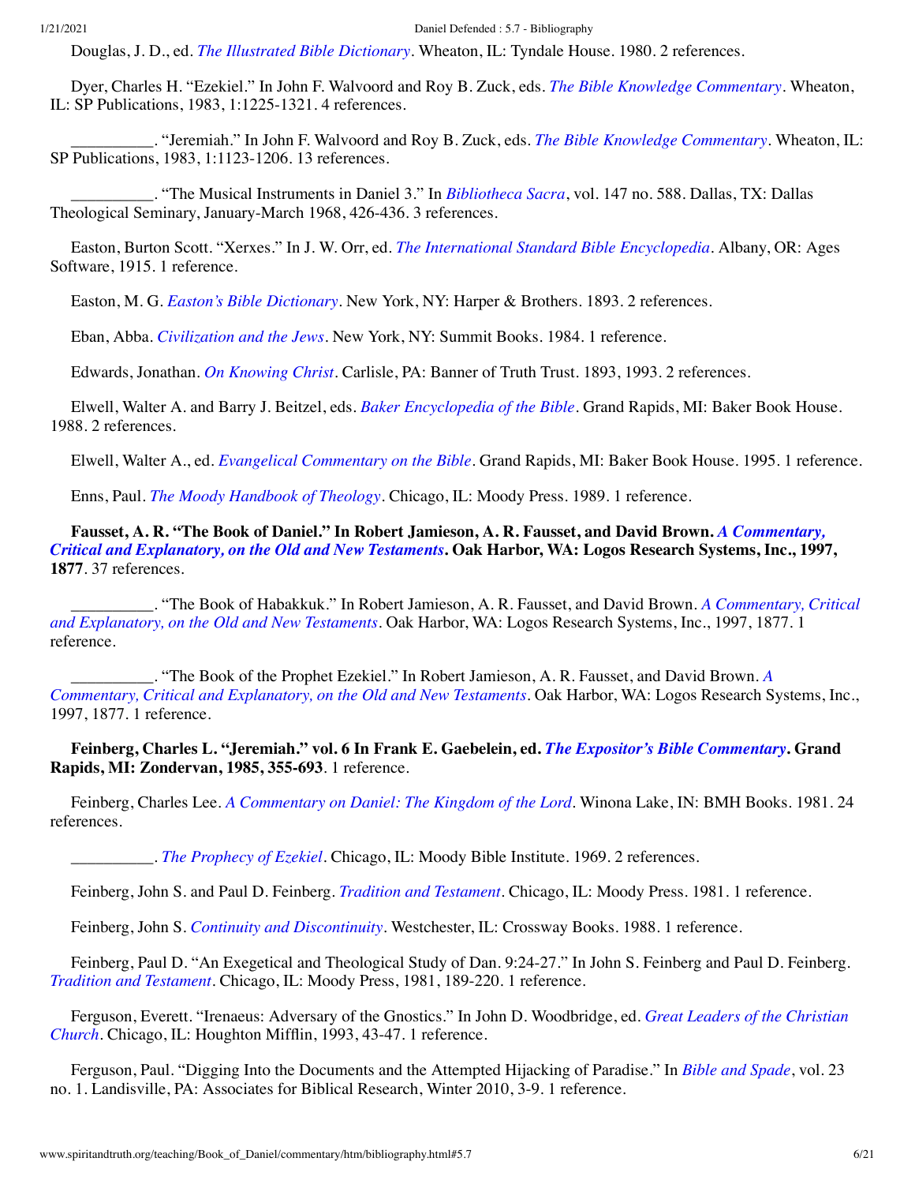Douglas, J. D., ed. *The Illustrated Bible Dictionary*. Wheaton, IL: Tyndale House. 1980. 2 references.

Dyer, Charles H. "Ezekiel." In John F. Walvoord and Roy B. Zuck, eds. *The Bible Knowledge Commentary*. Wheaton, IL: SP Publications, 1983, 1:1225-1321. 4 references.

__________. "Jeremiah." In John F. Walvoord and Roy B. Zuck, eds. *The Bible Knowledge Commentary*. Wheaton, IL: SP Publications, 1983, 1:1123-1206. 13 references.

__________. "The Musical Instruments in Daniel 3." In *Bibliotheca Sacra*, vol. 147 no. 588. Dallas, TX: Dallas Theological Seminary, January-March 1968, 426-436. 3 references.

Easton, Burton Scott. "Xerxes." In J. W. Orr, ed. *The International Standard Bible Encyclopedia*. Albany, OR: Ages Software, 1915. 1 reference.

Easton, M. G. *Easton's Bible Dictionary*. New York, NY: Harper & Brothers. 1893. 2 references.

Eban, Abba. *Civilization and the Jews*. New York, NY: Summit Books. 1984. 1 reference.

Edwards, Jonathan. *On Knowing Christ*. Carlisle, PA: Banner of Truth Trust. 1893, 1993. 2 references.

Elwell, Walter A. and Barry J. Beitzel, eds. *Baker Encyclopedia of the Bible*. Grand Rapids, MI: Baker Book House. 1988. 2 references.

Elwell, Walter A., ed. *Evangelical Commentary on the Bible*. Grand Rapids, MI: Baker Book House. 1995. 1 reference.

Enns, Paul. *The Moody Handbook of Theology*. Chicago, IL: Moody Press. 1989. 1 reference.

**Fausset, A. R. "The Book of Daniel." In Robert Jamieson, A. R. Fausset, and David Brown. *A Commentary, Critical and Explanatory, on the Old and New Testaments*. Oak Harbor, WA: Logos Research Systems, Inc., 1997, 1877**. 37 references.

__________. "The Book of Habakkuk." In Robert Jamieson, A. R. Fausset, and David Brown. *A Commentary, Critical and Explanatory, on the Old and New Testaments*. Oak Harbor, WA: Logos Research Systems, Inc., 1997, 1877. 1 reference.

__________. "The Book of the Prophet Ezekiel." In Robert Jamieson, A. R. Fausset, and David Brown. *A Commentary, Critical and Explanatory, on the Old and New Testaments*. Oak Harbor, WA: Logos Research Systems, Inc., 1997, 1877. 1 reference.

**Feinberg, Charles L. "Jeremiah." vol. 6 In Frank E. Gaebelein, ed. *The Expositor's Bible Commentary*. Grand Rapids, MI: Zondervan, 1985, 355-693**. 1 reference.

Feinberg, Charles Lee. *A Commentary on Daniel: The Kingdom of the Lord*. Winona Lake, IN: BMH Books. 1981. 24 references.

__________. *The Prophecy of Ezekiel*. Chicago, IL: Moody Bible Institute. 1969. 2 references.

Feinberg, John S. and Paul D. Feinberg. *Tradition and Testament*. Chicago, IL: Moody Press. 1981. 1 reference.

Feinberg, John S. *Continuity and Discontinuity*. Westchester, IL: Crossway Books. 1988. 1 reference.

Feinberg, Paul D. "An Exegetical and Theological Study of Dan. 9:24-27." In John S. Feinberg and Paul D. Feinberg. *Tradition and Testament*. Chicago, IL: Moody Press, 1981, 189-220. 1 reference.

Ferguson, Everett. "Irenaeus: Adversary of the Gnostics." In John D. Woodbridge, ed. *Great Leaders of the Christian Church*. Chicago, IL: Houghton Mifflin, 1993, 43-47. 1 reference.

Ferguson, Paul. "Digging Into the Documents and the Attempted Hijacking of Paradise." In *Bible and Spade*, vol. 23 no. 1. Landisville, PA: Associates for Biblical Research, Winter 2010, 3-9. 1 reference.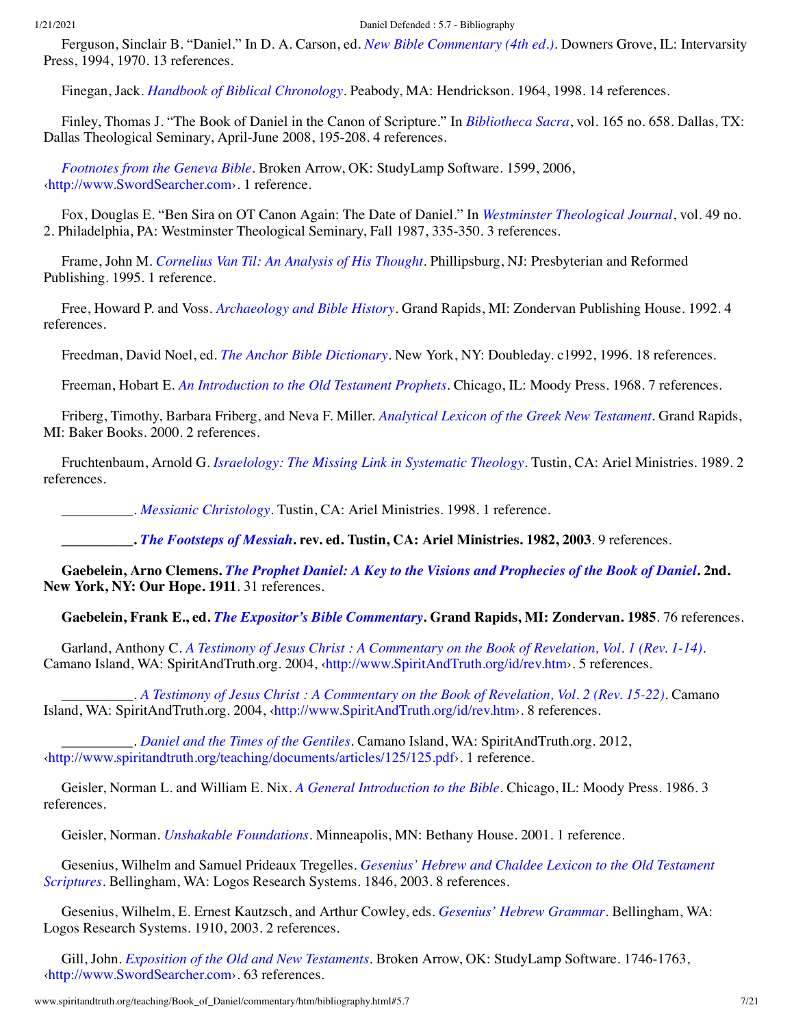Ferguson, Sinclair B. “Daniel.” In D. A. Carson, ed. *New Bible Commentary (4th ed.)*. Downers Grove, IL: Intervarsity Press, 1994, 1970. 13 references.

Finegan, Jack. *Handbook of Biblical Chronology*. Peabody, MA: Hendrickson. 1964, 1998. 14 references.

Finley, Thomas J. “The Book of Daniel in the Canon of Scripture.” In *Bibliotheca Sacra*, vol. 165 no. 658. Dallas, TX: Dallas Theological Seminary, April-June 2008, 195-208. 4 references.

*Footnotes from the Geneva Bible*. Broken Arrow, OK: StudyLamp Software. 1599, 2006, ‹http://www.SwordSearcher.com›. 1 reference.

Fox, Douglas E. “Ben Sira on OT Canon Again: The Date of Daniel.” In *Westminster Theological Journal*, vol. 49 no. 2. Philadelphia, PA: Westminster Theological Seminary, Fall 1987, 335-350. 3 references.

Frame, John M. *Cornelius Van Til: An Analysis of His Thought*. Phillipsburg, NJ: Presbyterian and Reformed Publishing. 1995. 1 reference.

Free, Howard P. and Voss. *Archaeology and Bible History*. Grand Rapids, MI: Zondervan Publishing House. 1992. 4 references.

Freedman, David Noel, ed. *The Anchor Bible Dictionary*. New York, NY: Doubleday. c1992, 1996. 18 references.

Freeman, Hobart E. *An Introduction to the Old Testament Prophets*. Chicago, IL: Moody Press. 1968. 7 references.

Friberg, Timothy, Barbara Friberg, and Neva F. Miller. *Analytical Lexicon of the Greek New Testament*. Grand Rapids, MI: Baker Books. 2000. 2 references.

Fruchtenbaum, Arnold G. *Israelology: The Missing Link in Systematic Theology*. Tustin, CA: Ariel Ministries. 1989. 2 references.

__________. *Messianic Christology*. Tustin, CA: Ariel Ministries. 1998. 1 reference.

**__________. *The Footsteps of Messiah*. rev. ed. Tustin, CA: Ariel Ministries. 1982, 2003**. 9 references.

**Gaebelein, Arno Clemens. *The Prophet Daniel: A Key to the Visions and Prophecies of the Book of Daniel*. 2nd. New York, NY: Our Hope. 1911**. 31 references.

**Gaebelein, Frank E., ed. *The Expositor’s Bible Commentary*. Grand Rapids, MI: Zondervan. 1985**. 76 references.

Garland, Anthony C. *A Testimony of Jesus Christ : A Commentary on the Book of Revelation, Vol. 1 (Rev. 1-14)*. Camano Island, WA: SpiritAndTruth.org. 2004, ‹http://www.SpiritAndTruth.org/id/rev.htm›. 5 references.

__________. *A Testimony of Jesus Christ : A Commentary on the Book of Revelation, Vol. 2 (Rev. 15-22)*. Camano Island, WA: SpiritAndTruth.org. 2004, ‹http://www.SpiritAndTruth.org/id/rev.htm›. 8 references.

__________. *Daniel and the Times of the Gentiles*. Camano Island, WA: SpiritAndTruth.org. 2012, ‹http://www.spiritandtruth.org/teaching/documents/articles/125/125.pdf›. 1 reference.

Geisler, Norman L. and William E. Nix. *A General Introduction to the Bible*. Chicago, IL: Moody Press. 1986. 3 references.

Geisler, Norman. *Unshakable Foundations*. Minneapolis, MN: Bethany House. 2001. 1 reference.

Gesenius, Wilhelm and Samuel Prideaux Tregelles. *Gesenius’ Hebrew and Chaldee Lexicon to the Old Testament Scriptures*. Bellingham, WA: Logos Research Systems. 1846, 2003. 8 references.

Gesenius, Wilhelm, E. Ernest Kautzsch, and Arthur Cowley, eds. *Gesenius’ Hebrew Grammar*. Bellingham, WA: Logos Research Systems. 1910, 2003. 2 references.

Gill, John. *Exposition of the Old and New Testaments*. Broken Arrow, OK: StudyLamp Software. 1746-1763, ‹http://www.SwordSearcher.com›. 63 references.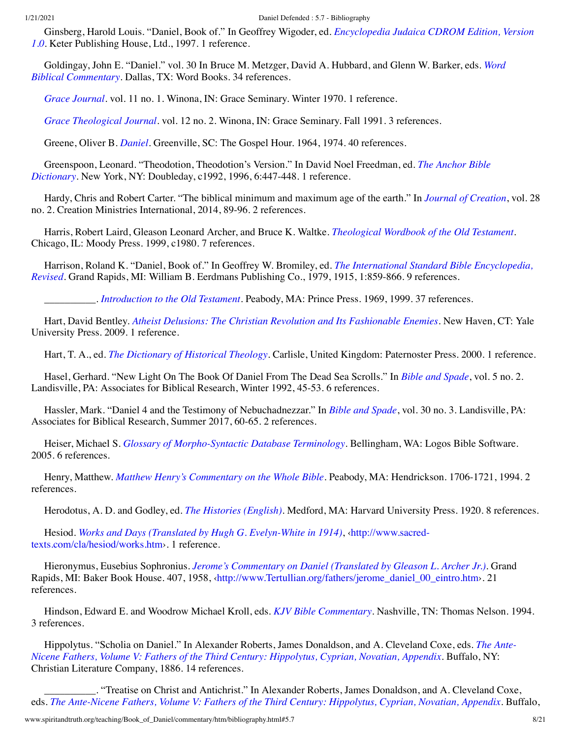Ginsberg, Harold Louis. “Daniel, Book of.” In Geoffrey Wigoder, ed. *Encyclopedia Judaica CDROM Edition, Version 1.0*. Keter Publishing House, Ltd., 1997. 1 reference.

Goldingay, John E. “Daniel.” vol. 30 In Bruce M. Metzger, David A. Hubbard, and Glenn W. Barker, eds. *Word Biblical Commentary*. Dallas, TX: Word Books. 34 references.

*Grace Journal*. vol. 11 no. 1. Winona, IN: Grace Seminary. Winter 1970. 1 reference.

*Grace Theological Journal*. vol. 12 no. 2. Winona, IN: Grace Seminary. Fall 1991. 3 references.

Greene, Oliver B. *Daniel*. Greenville, SC: The Gospel Hour. 1964, 1974. 40 references.

Greenspoon, Leonard. “Theodotion, Theodotion’s Version.” In David Noel Freedman, ed. *The Anchor Bible Dictionary*. New York, NY: Doubleday, c1992, 1996, 6:447-448. 1 reference.

Hardy, Chris and Robert Carter. “The biblical minimum and maximum age of the earth.” In *Journal of Creation*, vol. 28 no. 2. Creation Ministries International, 2014, 89-96. 2 references.

Harris, Robert Laird, Gleason Leonard Archer, and Bruce K. Waltke. *Theological Wordbook of the Old Testament*. Chicago, IL: Moody Press. 1999, c1980. 7 references.

Harrison, Roland K. “Daniel, Book of.” In Geoffrey W. Bromiley, ed. *The International Standard Bible Encyclopedia, Revised*. Grand Rapids, MI: William B. Eerdmans Publishing Co., 1979, 1915, 1:859-866. 9 references.

__________. *Introduction to the Old Testament*. Peabody, MA: Prince Press. 1969, 1999. 37 references.

Hart, David Bentley. *Atheist Delusions: The Christian Revolution and Its Fashionable Enemies*. New Haven, CT: Yale University Press. 2009. 1 reference.

Hart, T. A., ed. *The Dictionary of Historical Theology*. Carlisle, United Kingdom: Paternoster Press. 2000. 1 reference.

Hasel, Gerhard. “New Light On The Book Of Daniel From The Dead Sea Scrolls.” In *Bible and Spade*, vol. 5 no. 2. Landisville, PA: Associates for Biblical Research, Winter 1992, 45-53. 6 references.

Hassler, Mark. “Daniel 4 and the Testimony of Nebuchadnezzar.” In *Bible and Spade*, vol. 30 no. 3. Landisville, PA: Associates for Biblical Research, Summer 2017, 60-65. 2 references.

Heiser, Michael S. *Glossary of Morpho-Syntactic Database Terminology*. Bellingham, WA: Logos Bible Software. 2005. 6 references.

Henry, Matthew. *Matthew Henry’s Commentary on the Whole Bible*. Peabody, MA: Hendrickson. 1706-1721, 1994. 2 references.

Herodotus, A. D. and Godley, ed. *The Histories (English)*. Medford, MA: Harvard University Press. 1920. 8 references.

Hesiod. *Works and Days (Translated by Hugh G. Evelyn-White in 1914)*, ‹http://www.sacred-texts.com/cla/hesiod/works.htm›. 1 reference.

Hieronymus, Eusebius Sophronius. *Jerome’s Commentary on Daniel (Translated by Gleason L. Archer Jr.)*. Grand Rapids, MI: Baker Book House. 407, 1958, ‹http://www.Tertullian.org/fathers/jerome_daniel_00_eintro.htm›. 21 references.

Hindson, Edward E. and Woodrow Michael Kroll, eds. *KJV Bible Commentary*. Nashville, TN: Thomas Nelson. 1994. 3 references.

Hippolytus. “Scholia on Daniel.” In Alexander Roberts, James Donaldson, and A. Cleveland Coxe, eds. *The Ante-Nicene Fathers, Volume V: Fathers of the Third Century: Hippolytus, Cyprian, Novatian, Appendix*. Buffalo, NY: Christian Literature Company, 1886. 14 references.

__________. “Treatise on Christ and Antichrist.” In Alexander Roberts, James Donaldson, and A. Cleveland Coxe, eds. *The Ante-Nicene Fathers, Volume V: Fathers of the Third Century: Hippolytus, Cyprian, Novatian, Appendix*. Buffalo,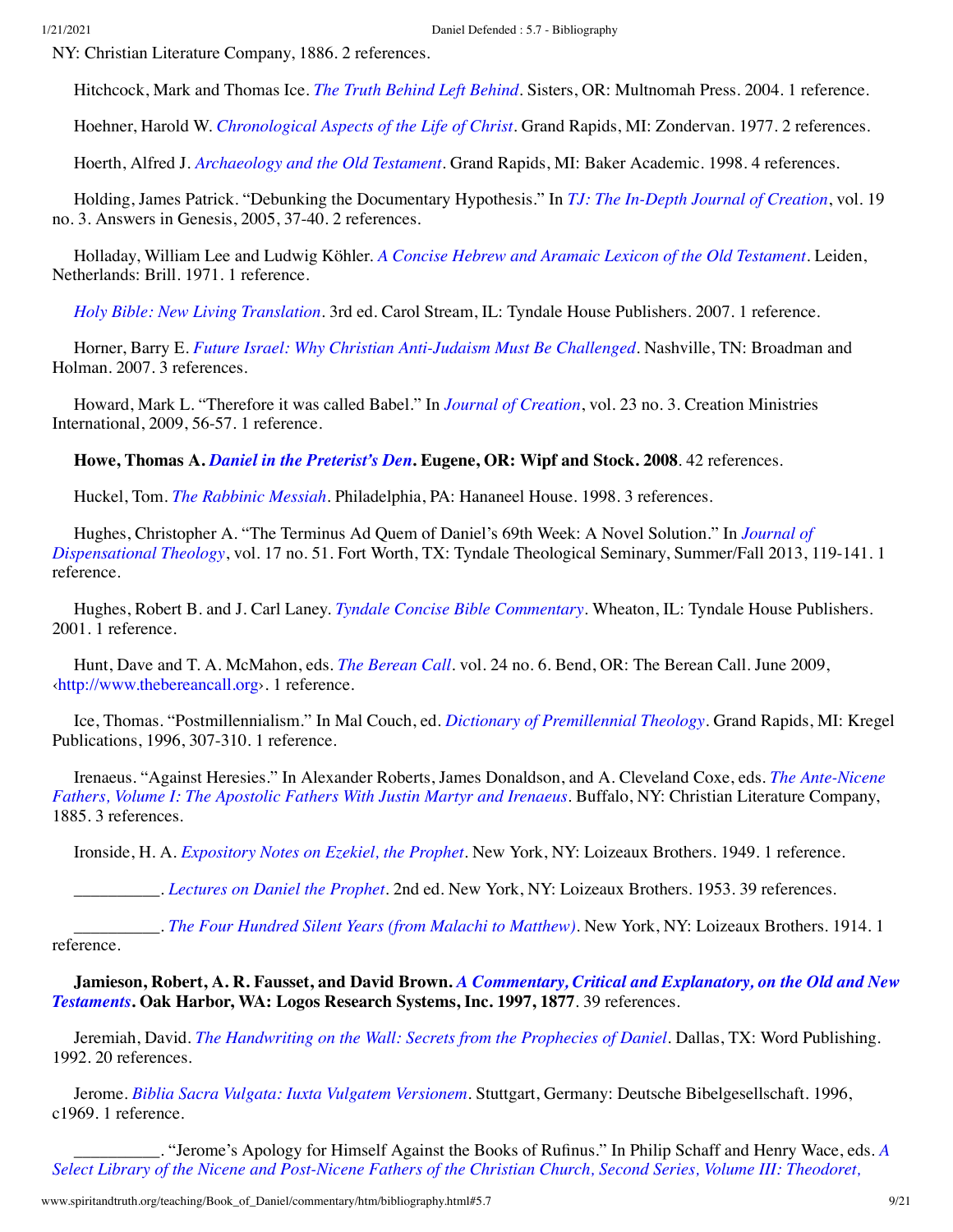NY: Christian Literature Company, 1886. 2 references.

Hitchcock, Mark and Thomas Ice. *The Truth Behind Left Behind*. Sisters, OR: Multnomah Press. 2004. 1 reference.

Hoehner, Harold W. *Chronological Aspects of the Life of Christ*. Grand Rapids, MI: Zondervan. 1977. 2 references.

Hoerth, Alfred J. *Archaeology and the Old Testament*. Grand Rapids, MI: Baker Academic. 1998. 4 references.

Holding, James Patrick. "Debunking the Documentary Hypothesis." In *TJ: The In-Depth Journal of Creation*, vol. 19 no. 3. Answers in Genesis, 2005, 37-40. 2 references.

Holladay, William Lee and Ludwig Köhler. *A Concise Hebrew and Aramaic Lexicon of the Old Testament*. Leiden, Netherlands: Brill. 1971. 1 reference.

*Holy Bible: New Living Translation*. 3rd ed. Carol Stream, IL: Tyndale House Publishers. 2007. 1 reference.

Horner, Barry E. *Future Israel: Why Christian Anti-Judaism Must Be Challenged*. Nashville, TN: Broadman and Holman. 2007. 3 references.

Howard, Mark L. "Therefore it was called Babel." In *Journal of Creation*, vol. 23 no. 3. Creation Ministries International, 2009, 56-57. 1 reference.

**Howe, Thomas A. *Daniel in the Preterist's Den*. Eugene, OR: Wipf and Stock. 2008**. 42 references.

Huckel, Tom. *The Rabbinic Messiah*. Philadelphia, PA: Hananeel House. 1998. 3 references.

Hughes, Christopher A. "The Terminus Ad Quem of Daniel's 69th Week: A Novel Solution." In *Journal of Dispensational Theology*, vol. 17 no. 51. Fort Worth, TX: Tyndale Theological Seminary, Summer/Fall 2013, 119-141. 1 reference.

Hughes, Robert B. and J. Carl Laney. *Tyndale Concise Bible Commentary*. Wheaton, IL: Tyndale House Publishers. 2001. 1 reference.

Hunt, Dave and T. A. McMahon, eds. *The Berean Call*. vol. 24 no. 6. Bend, OR: The Berean Call. June 2009, ‹http://www.thebereancall.org›. 1 reference.

Ice, Thomas. "Postmillennialism." In Mal Couch, ed. *Dictionary of Premillennial Theology*. Grand Rapids, MI: Kregel Publications, 1996, 307-310. 1 reference.

Irenaeus. "Against Heresies." In Alexander Roberts, James Donaldson, and A. Cleveland Coxe, eds. *The Ante-Nicene Fathers, Volume I: The Apostolic Fathers With Justin Martyr and Irenaeus*. Buffalo, NY: Christian Literature Company, 1885. 3 references.

Ironside, H. A. *Expository Notes on Ezekiel, the Prophet*. New York, NY: Loizeaux Brothers. 1949. 1 reference.

__________. *Lectures on Daniel the Prophet*. 2nd ed. New York, NY: Loizeaux Brothers. 1953. 39 references.

__________. *The Four Hundred Silent Years (from Malachi to Matthew)*. New York, NY: Loizeaux Brothers. 1914. 1 reference.

**Jamieson, Robert, A. R. Fausset, and David Brown. *A Commentary, Critical and Explanatory, on the Old and New Testaments*. Oak Harbor, WA: Logos Research Systems, Inc. 1997, 1877**. 39 references.

Jeremiah, David. *The Handwriting on the Wall: Secrets from the Prophecies of Daniel*. Dallas, TX: Word Publishing. 1992. 20 references.

Jerome. *Biblia Sacra Vulgata: Iuxta Vulgatem Versionem*. Stuttgart, Germany: Deutsche Bibelgesellschaft. 1996, c1969. 1 reference.

__________. "Jerome's Apology for Himself Against the Books of Rufinus." In Philip Schaff and Henry Wace, eds. *A Select Library of the Nicene and Post-Nicene Fathers of the Christian Church, Second Series, Volume III: Theodoret,*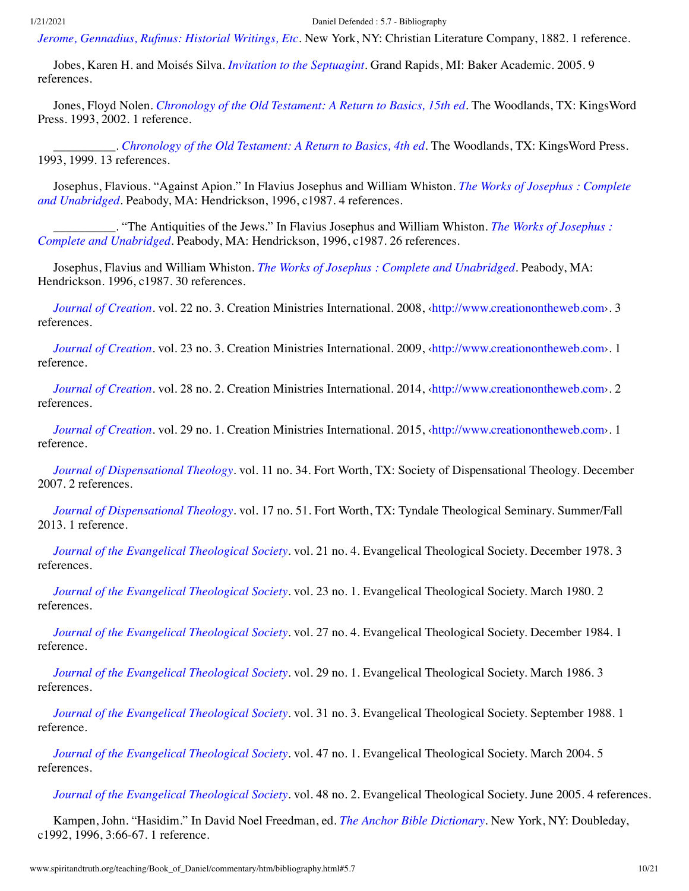*Jerome, Gennadius, Rufinus: Historial Writings, Etc*. New York, NY: Christian Literature Company, 1882. 1 reference.

Jobes, Karen H. and Moisés Silva. *Invitation to the Septuagint*. Grand Rapids, MI: Baker Academic. 2005. 9 references.

Jones, Floyd Nolen. *Chronology of the Old Testament: A Return to Basics, 15th ed*. The Woodlands, TX: KingsWord Press. 1993, 2002. 1 reference.

__________. *Chronology of the Old Testament: A Return to Basics, 4th ed*. The Woodlands, TX: KingsWord Press. 1993, 1999. 13 references.

Josephus, Flavious. "Against Apion." In Flavius Josephus and William Whiston. *The Works of Josephus : Complete and Unabridged*. Peabody, MA: Hendrickson, 1996, c1987. 4 references.

__________. "The Antiquities of the Jews." In Flavius Josephus and William Whiston. *The Works of Josephus : Complete and Unabridged*. Peabody, MA: Hendrickson, 1996, c1987. 26 references.

Josephus, Flavius and William Whiston. *The Works of Josephus : Complete and Unabridged*. Peabody, MA: Hendrickson. 1996, c1987. 30 references.

*Journal of Creation*. vol. 22 no. 3. Creation Ministries International. 2008, ‹http://www.creationontheweb.com›. 3 references.

*Journal of Creation*. vol. 23 no. 3. Creation Ministries International. 2009, ‹http://www.creationontheweb.com›. 1 reference.

*Journal of Creation*. vol. 28 no. 2. Creation Ministries International. 2014, ‹http://www.creationontheweb.com›. 2 references.

*Journal of Creation*. vol. 29 no. 1. Creation Ministries International. 2015, ‹http://www.creationontheweb.com›. 1 reference.

*Journal of Dispensational Theology*. vol. 11 no. 34. Fort Worth, TX: Society of Dispensational Theology. December 2007. 2 references.

*Journal of Dispensational Theology*. vol. 17 no. 51. Fort Worth, TX: Tyndale Theological Seminary. Summer/Fall 2013. 1 reference.

*Journal of the Evangelical Theological Society*. vol. 21 no. 4. Evangelical Theological Society. December 1978. 3 references.

*Journal of the Evangelical Theological Society*. vol. 23 no. 1. Evangelical Theological Society. March 1980. 2 references.

*Journal of the Evangelical Theological Society*. vol. 27 no. 4. Evangelical Theological Society. December 1984. 1 reference.

*Journal of the Evangelical Theological Society*. vol. 29 no. 1. Evangelical Theological Society. March 1986. 3 references.

*Journal of the Evangelical Theological Society*. vol. 31 no. 3. Evangelical Theological Society. September 1988. 1 reference.

*Journal of the Evangelical Theological Society*. vol. 47 no. 1. Evangelical Theological Society. March 2004. 5 references.

*Journal of the Evangelical Theological Society*. vol. 48 no. 2. Evangelical Theological Society. June 2005. 4 references.

Kampen, John. "Hasidim." In David Noel Freedman, ed. *The Anchor Bible Dictionary*. New York, NY: Doubleday, c1992, 1996, 3:66-67. 1 reference.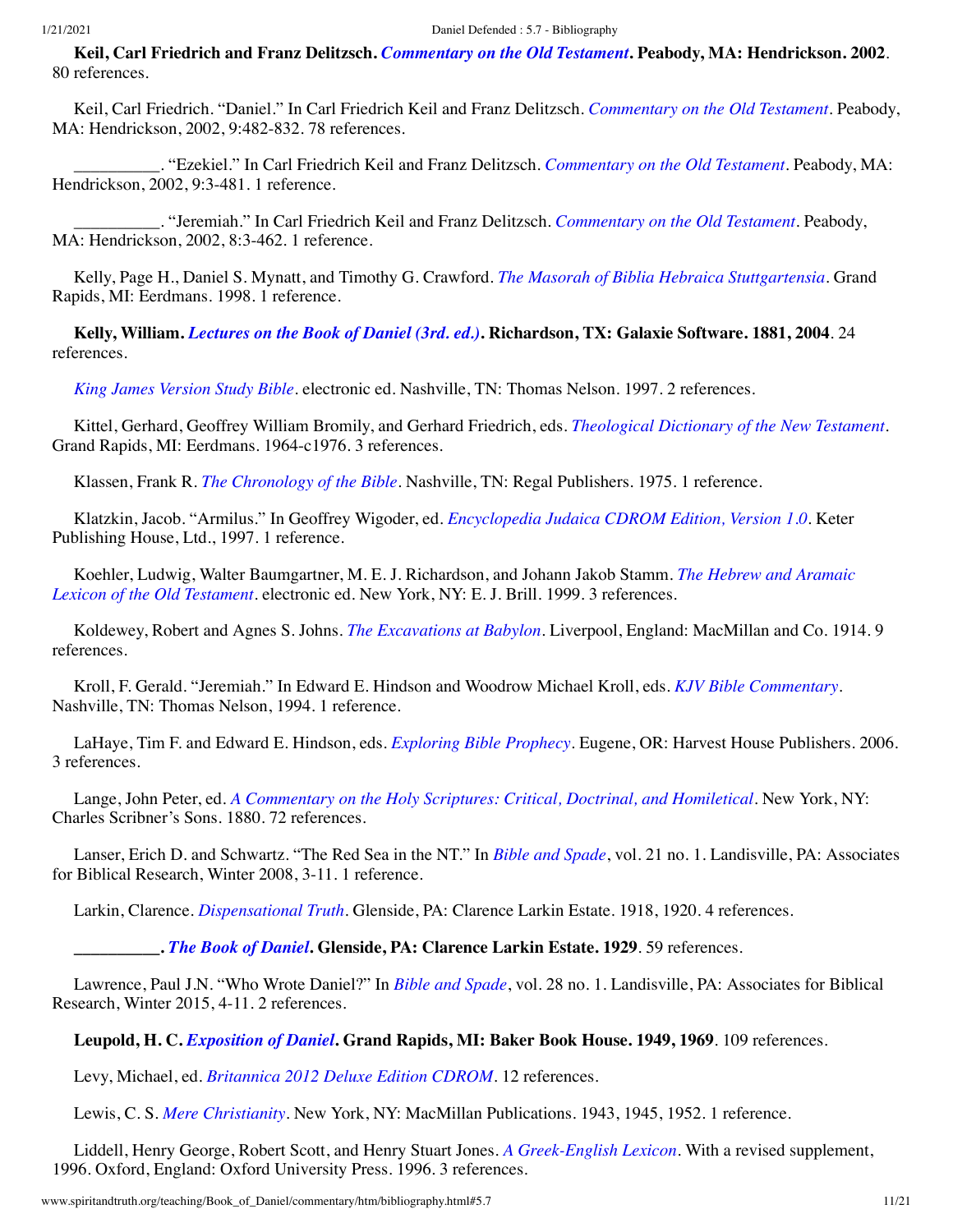**Keil, Carl Friedrich and Franz Delitzsch. *Commentary on the Old Testament*. Peabody, MA: Hendrickson. 2002**. 80 references.

Keil, Carl Friedrich. “Daniel.” In Carl Friedrich Keil and Franz Delitzsch. *Commentary on the Old Testament*. Peabody, MA: Hendrickson, 2002, 9:482-832. 78 references.

__________. “Ezekiel.” In Carl Friedrich Keil and Franz Delitzsch. *Commentary on the Old Testament*. Peabody, MA: Hendrickson, 2002, 9:3-481. 1 reference.

__________. “Jeremiah.” In Carl Friedrich Keil and Franz Delitzsch. *Commentary on the Old Testament*. Peabody, MA: Hendrickson, 2002, 8:3-462. 1 reference.

Kelly, Page H., Daniel S. Mynatt, and Timothy G. Crawford. *The Masorah of Biblia Hebraica Stuttgartensia*. Grand Rapids, MI: Eerdmans. 1998. 1 reference.

**Kelly, William. *Lectures on the Book of Daniel (3rd. ed.)*. Richardson, TX: Galaxie Software. 1881, 2004**. 24 references.

*King James Version Study Bible*. electronic ed. Nashville, TN: Thomas Nelson. 1997. 2 references.

Kittel, Gerhard, Geoffrey William Bromily, and Gerhard Friedrich, eds. *Theological Dictionary of the New Testament*. Grand Rapids, MI: Eerdmans. 1964-c1976. 3 references.

Klassen, Frank R. *The Chronology of the Bible*. Nashville, TN: Regal Publishers. 1975. 1 reference.

Klatzkin, Jacob. “Armilus.” In Geoffrey Wigoder, ed. *Encyclopedia Judaica CDROM Edition, Version 1.0*. Keter Publishing House, Ltd., 1997. 1 reference.

Koehler, Ludwig, Walter Baumgartner, M. E. J. Richardson, and Johann Jakob Stamm. *The Hebrew and Aramaic Lexicon of the Old Testament*. electronic ed. New York, NY: E. J. Brill. 1999. 3 references.

Koldewey, Robert and Agnes S. Johns. *The Excavations at Babylon*. Liverpool, England: MacMillan and Co. 1914. 9 references.

Kroll, F. Gerald. “Jeremiah.” In Edward E. Hindson and Woodrow Michael Kroll, eds. *KJV Bible Commentary*. Nashville, TN: Thomas Nelson, 1994. 1 reference.

LaHaye, Tim F. and Edward E. Hindson, eds. *Exploring Bible Prophecy*. Eugene, OR: Harvest House Publishers. 2006. 3 references.

Lange, John Peter, ed. *A Commentary on the Holy Scriptures: Critical, Doctrinal, and Homiletical*. New York, NY: Charles Scribner’s Sons. 1880. 72 references.

Lanser, Erich D. and Schwartz. “The Red Sea in the NT.” In *Bible and Spade*, vol. 21 no. 1. Landisville, PA: Associates for Biblical Research, Winter 2008, 3-11. 1 reference.

Larkin, Clarence. *Dispensational Truth*. Glenside, PA: Clarence Larkin Estate. 1918, 1920. 4 references.

**__________. *The Book of Daniel*. Glenside, PA: Clarence Larkin Estate. 1929**. 59 references.

Lawrence, Paul J.N. “Who Wrote Daniel?” In *Bible and Spade*, vol. 28 no. 1. Landisville, PA: Associates for Biblical Research, Winter 2015, 4-11. 2 references.

**Leupold, H. C. *Exposition of Daniel*. Grand Rapids, MI: Baker Book House. 1949, 1969**. 109 references.

Levy, Michael, ed. *Britannica 2012 Deluxe Edition CDROM*. 12 references.

Lewis, C. S. *Mere Christianity*. New York, NY: MacMillan Publications. 1943, 1945, 1952. 1 reference.

Liddell, Henry George, Robert Scott, and Henry Stuart Jones. *A Greek-English Lexicon*. With a revised supplement, 1996. Oxford, England: Oxford University Press. 1996. 3 references.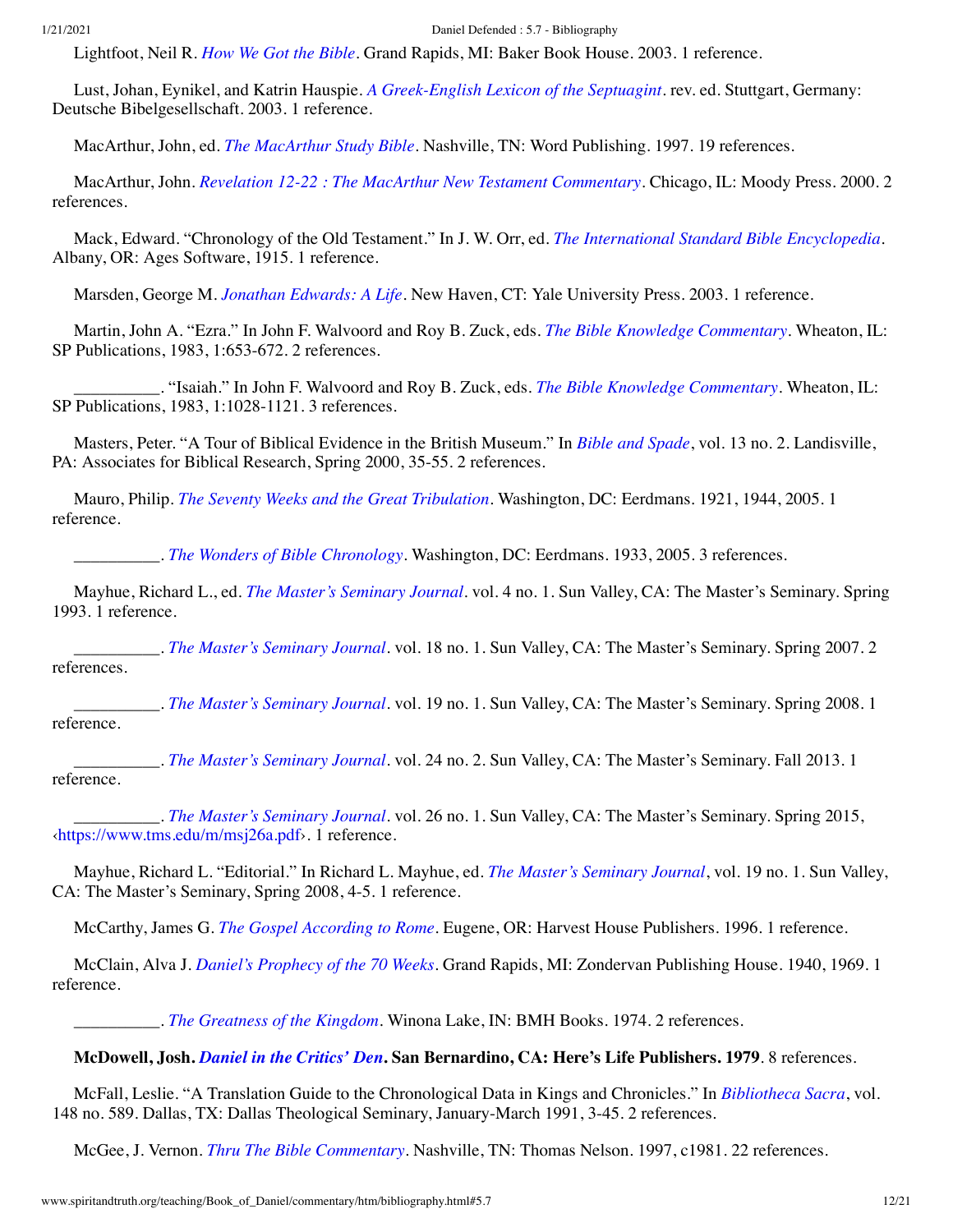Lightfoot, Neil R. *How We Got the Bible*. Grand Rapids, MI: Baker Book House. 2003. 1 reference.

Lust, Johan, Eynikel, and Katrin Hauspie. *A Greek-English Lexicon of the Septuagint*. rev. ed. Stuttgart, Germany: Deutsche Bibelgesellschaft. 2003. 1 reference.

MacArthur, John, ed. *The MacArthur Study Bible*. Nashville, TN: Word Publishing. 1997. 19 references.

MacArthur, John. *Revelation 12-22 : The MacArthur New Testament Commentary*. Chicago, IL: Moody Press. 2000. 2 references.

Mack, Edward. “Chronology of the Old Testament.” In J. W. Orr, ed. *The International Standard Bible Encyclopedia*. Albany, OR: Ages Software, 1915. 1 reference.

Marsden, George M. *Jonathan Edwards: A Life*. New Haven, CT: Yale University Press. 2003. 1 reference.

Martin, John A. “Ezra.” In John F. Walvoord and Roy B. Zuck, eds. *The Bible Knowledge Commentary*. Wheaton, IL: SP Publications, 1983, 1:653-672. 2 references.

__________. “Isaiah.” In John F. Walvoord and Roy B. Zuck, eds. *The Bible Knowledge Commentary*. Wheaton, IL: SP Publications, 1983, 1:1028-1121. 3 references.

Masters, Peter. “A Tour of Biblical Evidence in the British Museum.” In *Bible and Spade*, vol. 13 no. 2. Landisville, PA: Associates for Biblical Research, Spring 2000, 35-55. 2 references.

Mauro, Philip. *The Seventy Weeks and the Great Tribulation*. Washington, DC: Eerdmans. 1921, 1944, 2005. 1 reference.

__________. *The Wonders of Bible Chronology*. Washington, DC: Eerdmans. 1933, 2005. 3 references.

Mayhue, Richard L., ed. *The Master’s Seminary Journal*. vol. 4 no. 1. Sun Valley, CA: The Master’s Seminary. Spring 1993. 1 reference.

__________. *The Master’s Seminary Journal*. vol. 18 no. 1. Sun Valley, CA: The Master’s Seminary. Spring 2007. 2 references.

__________. *The Master’s Seminary Journal*. vol. 19 no. 1. Sun Valley, CA: The Master’s Seminary. Spring 2008. 1 reference.

__________. *The Master’s Seminary Journal*. vol. 24 no. 2. Sun Valley, CA: The Master’s Seminary. Fall 2013. 1 reference.

__________. *The Master’s Seminary Journal*. vol. 26 no. 1. Sun Valley, CA: The Master’s Seminary. Spring 2015, ‹https://www.tms.edu/m/msj26a.pdf›. 1 reference.

Mayhue, Richard L. “Editorial.” In Richard L. Mayhue, ed. *The Master’s Seminary Journal*, vol. 19 no. 1. Sun Valley, CA: The Master’s Seminary, Spring 2008, 4-5. 1 reference.

McCarthy, James G. *The Gospel According to Rome*. Eugene, OR: Harvest House Publishers. 1996. 1 reference.

McClain, Alva J. *Daniel’s Prophecy of the 70 Weeks*. Grand Rapids, MI: Zondervan Publishing House. 1940, 1969. 1 reference.

__________. *The Greatness of the Kingdom*. Winona Lake, IN: BMH Books. 1974. 2 references.

**McDowell, Josh. *Daniel in the Critics’ Den*. San Bernardino, CA: Here’s Life Publishers. 1979**. 8 references.

McFall, Leslie. “A Translation Guide to the Chronological Data in Kings and Chronicles.” In *Bibliotheca Sacra*, vol. 148 no. 589. Dallas, TX: Dallas Theological Seminary, January-March 1991, 3-45. 2 references.

McGee, J. Vernon. *Thru The Bible Commentary*. Nashville, TN: Thomas Nelson. 1997, c1981. 22 references.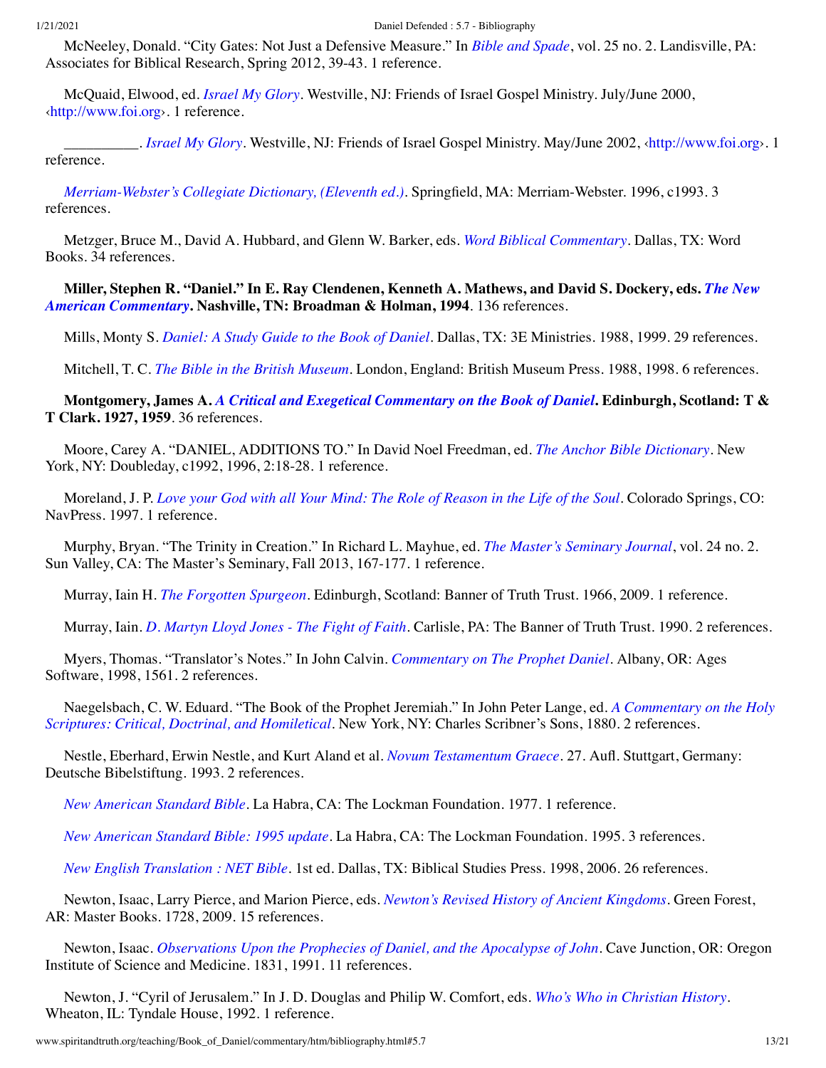McNeeley, Donald. “City Gates: Not Just a Defensive Measure.” In *Bible and Spade*, vol. 25 no. 2. Landisville, PA: Associates for Biblical Research, Spring 2012, 39-43. 1 reference.

McQuaid, Elwood, ed. *Israel My Glory*. Westville, NJ: Friends of Israel Gospel Ministry. July/June 2000, ‹http://www.foi.org›. 1 reference.

__________. *Israel My Glory*. Westville, NJ: Friends of Israel Gospel Ministry. May/June 2002, ‹http://www.foi.org›. 1 reference.

*Merriam-Webster's Collegiate Dictionary, (Eleventh ed.)*. Springfield, MA: Merriam-Webster. 1996, c1993. 3 references.

Metzger, Bruce M., David A. Hubbard, and Glenn W. Barker, eds. *Word Biblical Commentary*. Dallas, TX: Word Books. 34 references.

**Miller, Stephen R. “Daniel.” In E. Ray Clendenen, Kenneth A. Mathews, and David S. Dockery, eds. *The New American Commentary*. Nashville, TN: Broadman & Holman, 1994**. 136 references.

Mills, Monty S. *Daniel: A Study Guide to the Book of Daniel*. Dallas, TX: 3E Ministries. 1988, 1999. 29 references.

Mitchell, T. C. *The Bible in the British Museum*. London, England: British Museum Press. 1988, 1998. 6 references.

**Montgomery, James A. *A Critical and Exegetical Commentary on the Book of Daniel*. Edinburgh, Scotland: T & T Clark. 1927, 1959**. 36 references.

Moore, Carey A. “DANIEL, ADDITIONS TO.” In David Noel Freedman, ed. *The Anchor Bible Dictionary*. New York, NY: Doubleday, c1992, 1996, 2:18-28. 1 reference.

Moreland, J. P. *Love your God with all Your Mind: The Role of Reason in the Life of the Soul*. Colorado Springs, CO: NavPress. 1997. 1 reference.

Murphy, Bryan. “The Trinity in Creation.” In Richard L. Mayhue, ed. *The Master's Seminary Journal*, vol. 24 no. 2. Sun Valley, CA: The Master's Seminary, Fall 2013, 167-177. 1 reference.

Murray, Iain H. *The Forgotten Spurgeon*. Edinburgh, Scotland: Banner of Truth Trust. 1966, 2009. 1 reference.

Murray, Iain. *D. Martyn Lloyd Jones - The Fight of Faith*. Carlisle, PA: The Banner of Truth Trust. 1990. 2 references.

Myers, Thomas. “Translator's Notes.” In John Calvin. *Commentary on The Prophet Daniel*. Albany, OR: Ages Software, 1998, 1561. 2 references.

Naegelsbach, C. W. Eduard. “The Book of the Prophet Jeremiah.” In John Peter Lange, ed. *A Commentary on the Holy Scriptures: Critical, Doctrinal, and Homiletical*. New York, NY: Charles Scribner's Sons, 1880. 2 references.

Nestle, Eberhard, Erwin Nestle, and Kurt Aland et al. *Novum Testamentum Graece*. 27. Aufl. Stuttgart, Germany: Deutsche Bibelstiftung. 1993. 2 references.

*New American Standard Bible*. La Habra, CA: The Lockman Foundation. 1977. 1 reference.

*New American Standard Bible: 1995 update*. La Habra, CA: The Lockman Foundation. 1995. 3 references.

*New English Translation : NET Bible*. 1st ed. Dallas, TX: Biblical Studies Press. 1998, 2006. 26 references.

Newton, Isaac, Larry Pierce, and Marion Pierce, eds. *Newton's Revised History of Ancient Kingdoms*. Green Forest, AR: Master Books. 1728, 2009. 15 references.

Newton, Isaac. *Observations Upon the Prophecies of Daniel, and the Apocalypse of John*. Cave Junction, OR: Oregon Institute of Science and Medicine. 1831, 1991. 11 references.

Newton, J. “Cyril of Jerusalem.” In J. D. Douglas and Philip W. Comfort, eds. *Who's Who in Christian History*. Wheaton, IL: Tyndale House, 1992. 1 reference.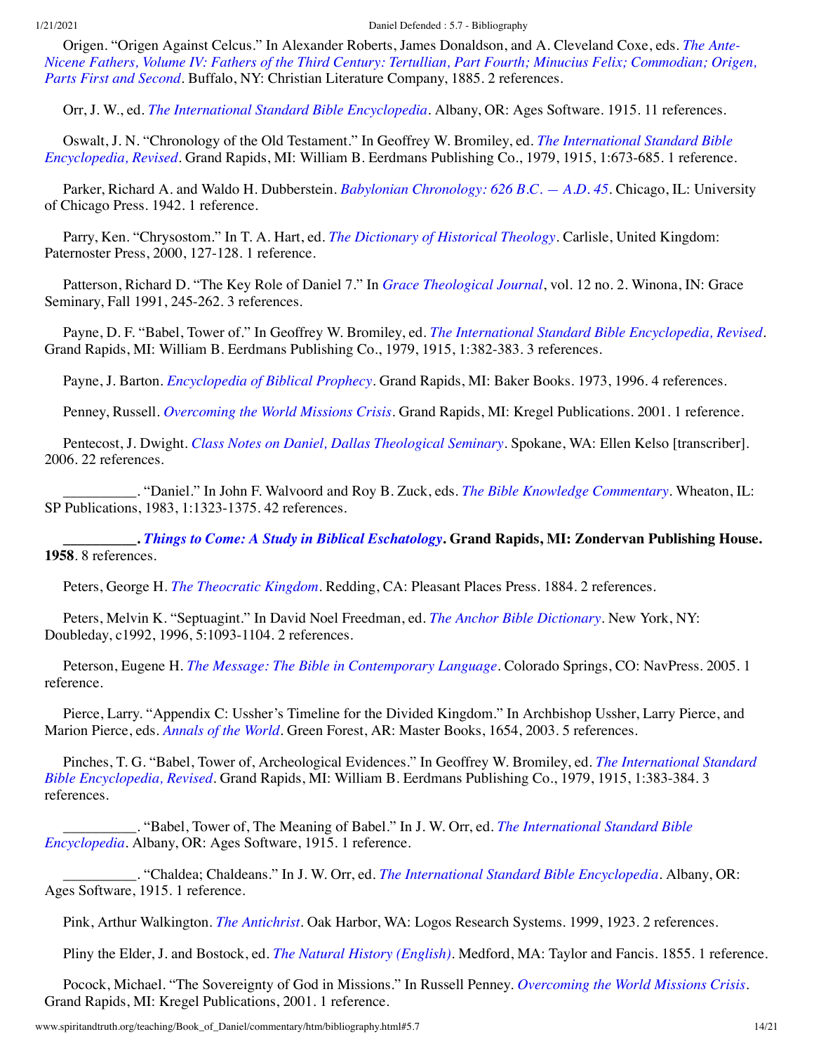Origen. "Origen Against Celcus." In Alexander Roberts, James Donaldson, and A. Cleveland Coxe, eds. *The Ante-Nicene Fathers, Volume IV: Fathers of the Third Century: Tertullian, Part Fourth; Minucius Felix; Commodian; Origen, Parts First and Second*. Buffalo, NY: Christian Literature Company, 1885. 2 references.

Orr, J. W., ed. *The International Standard Bible Encyclopedia*. Albany, OR: Ages Software. 1915. 11 references.

Oswalt, J. N. "Chronology of the Old Testament." In Geoffrey W. Bromiley, ed. *The International Standard Bible Encyclopedia, Revised*. Grand Rapids, MI: William B. Eerdmans Publishing Co., 1979, 1915, 1:673-685. 1 reference.

Parker, Richard A. and Waldo H. Dubberstein. *Babylonian Chronology: 626 B.C. — A.D. 45*. Chicago, IL: University of Chicago Press. 1942. 1 reference.

Parry, Ken. "Chrysostom." In T. A. Hart, ed. *The Dictionary of Historical Theology*. Carlisle, United Kingdom: Paternoster Press, 2000, 127-128. 1 reference.

Patterson, Richard D. "The Key Role of Daniel 7." In *Grace Theological Journal*, vol. 12 no. 2. Winona, IN: Grace Seminary, Fall 1991, 245-262. 3 references.

Payne, D. F. "Babel, Tower of." In Geoffrey W. Bromiley, ed. *The International Standard Bible Encyclopedia, Revised*. Grand Rapids, MI: William B. Eerdmans Publishing Co., 1979, 1915, 1:382-383. 3 references.

Payne, J. Barton. *Encyclopedia of Biblical Prophecy*. Grand Rapids, MI: Baker Books. 1973, 1996. 4 references.

Penney, Russell. *Overcoming the World Missions Crisis*. Grand Rapids, MI: Kregel Publications. 2001. 1 reference.

Pentecost, J. Dwight. *Class Notes on Daniel, Dallas Theological Seminary*. Spokane, WA: Ellen Kelso [transcriber]. 2006. 22 references.

__________. "Daniel." In John F. Walvoord and Roy B. Zuck, eds. *The Bible Knowledge Commentary*. Wheaton, IL: SP Publications, 1983, 1:1323-1375. 42 references.

**__________. *Things to Come: A Study in Biblical Eschatology*. Grand Rapids, MI: Zondervan Publishing House. 1958**. 8 references.

Peters, George H. *The Theocratic Kingdom*. Redding, CA: Pleasant Places Press. 1884. 2 references.

Peters, Melvin K. "Septuagint." In David Noel Freedman, ed. *The Anchor Bible Dictionary*. New York, NY: Doubleday, c1992, 1996, 5:1093-1104. 2 references.

Peterson, Eugene H. *The Message: The Bible in Contemporary Language*. Colorado Springs, CO: NavPress. 2005. 1 reference.

Pierce, Larry. "Appendix C: Ussher's Timeline for the Divided Kingdom." In Archbishop Ussher, Larry Pierce, and Marion Pierce, eds. *Annals of the World*. Green Forest, AR: Master Books, 1654, 2003. 5 references.

Pinches, T. G. "Babel, Tower of, Archeological Evidences." In Geoffrey W. Bromiley, ed. *The International Standard Bible Encyclopedia, Revised*. Grand Rapids, MI: William B. Eerdmans Publishing Co., 1979, 1915, 1:383-384. 3 references.

__________. "Babel, Tower of, The Meaning of Babel." In J. W. Orr, ed. *The International Standard Bible Encyclopedia*. Albany, OR: Ages Software, 1915. 1 reference.

__________. "Chaldea; Chaldeans." In J. W. Orr, ed. *The International Standard Bible Encyclopedia*. Albany, OR: Ages Software, 1915. 1 reference.

Pink, Arthur Walkington. *The Antichrist*. Oak Harbor, WA: Logos Research Systems. 1999, 1923. 2 references.

Pliny the Elder, J. and Bostock, ed. *The Natural History (English)*. Medford, MA: Taylor and Fancis. 1855. 1 reference.

Pocock, Michael. "The Sovereignty of God in Missions." In Russell Penney. *Overcoming the World Missions Crisis*. Grand Rapids, MI: Kregel Publications, 2001. 1 reference.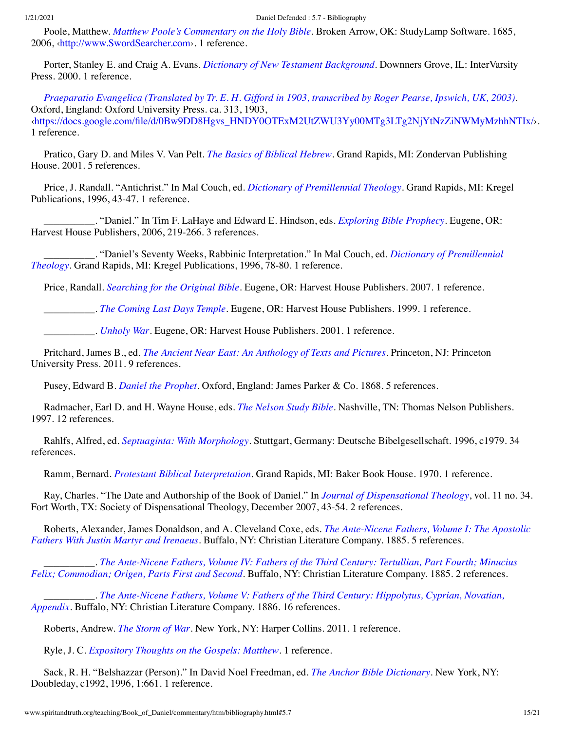Poole, Matthew. *Matthew Poole's Commentary on the Holy Bible*. Broken Arrow, OK: StudyLamp Software. 1685, 2006, ‹http://www.SwordSearcher.com›. 1 reference.

Porter, Stanley E. and Craig A. Evans. *Dictionary of New Testament Background*. Downners Grove, IL: InterVarsity Press. 2000. 1 reference.

*Praeparatio Evangelica (Translated by Tr. E. H. Gifford in 1903, transcribed by Roger Pearse, Ipswich, UK, 2003)*. Oxford, England: Oxford University Press. ca. 313, 1903, ‹https://docs.google.com/file/d/0Bw9DD8Hgvs_HNDY0OTExM2UtZWU3Yy00MTg3LTg2NjYtNzZiNWMyMzhhNTIx/›. 1 reference.

Pratico, Gary D. and Miles V. Van Pelt. *The Basics of Biblical Hebrew*. Grand Rapids, MI: Zondervan Publishing House. 2001. 5 references.

Price, J. Randall. "Antichrist." In Mal Couch, ed. *Dictionary of Premillennial Theology*. Grand Rapids, MI: Kregel Publications, 1996, 43-47. 1 reference.

__________. "Daniel." In Tim F. LaHaye and Edward E. Hindson, eds. *Exploring Bible Prophecy*. Eugene, OR: Harvest House Publishers, 2006, 219-266. 3 references.

__________. "Daniel's Seventy Weeks, Rabbinic Interpretation." In Mal Couch, ed. *Dictionary of Premillennial Theology*. Grand Rapids, MI: Kregel Publications, 1996, 78-80. 1 reference.

Price, Randall. *Searching for the Original Bible*. Eugene, OR: Harvest House Publishers. 2007. 1 reference.

__________. *The Coming Last Days Temple*. Eugene, OR: Harvest House Publishers. 1999. 1 reference.

__________. *Unholy War*. Eugene, OR: Harvest House Publishers. 2001. 1 reference.

Pritchard, James B., ed. *The Ancient Near East: An Anthology of Texts and Pictures*. Princeton, NJ: Princeton University Press. 2011. 9 references.

Pusey, Edward B. *Daniel the Prophet*. Oxford, England: James Parker & Co. 1868. 5 references.

Radmacher, Earl D. and H. Wayne House, eds. *The Nelson Study Bible*. Nashville, TN: Thomas Nelson Publishers. 1997. 12 references.

Rahlfs, Alfred, ed. *Septuaginta: With Morphology*. Stuttgart, Germany: Deutsche Bibelgesellschaft. 1996, c1979. 34 references.

Ramm, Bernard. *Protestant Biblical Interpretation*. Grand Rapids, MI: Baker Book House. 1970. 1 reference.

Ray, Charles. "The Date and Authorship of the Book of Daniel." In *Journal of Dispensational Theology*, vol. 11 no. 34. Fort Worth, TX: Society of Dispensational Theology, December 2007, 43-54. 2 references.

Roberts, Alexander, James Donaldson, and A. Cleveland Coxe, eds. *The Ante-Nicene Fathers, Volume I: The Apostolic Fathers With Justin Martyr and Irenaeus*. Buffalo, NY: Christian Literature Company. 1885. 5 references.

__________. *The Ante-Nicene Fathers, Volume IV: Fathers of the Third Century: Tertullian, Part Fourth; Minucius Felix; Commodian; Origen, Parts First and Second*. Buffalo, NY: Christian Literature Company. 1885. 2 references.

__________. *The Ante-Nicene Fathers, Volume V: Fathers of the Third Century: Hippolytus, Cyprian, Novatian, Appendix*. Buffalo, NY: Christian Literature Company. 1886. 16 references.

Roberts, Andrew. *The Storm of War*. New York, NY: Harper Collins. 2011. 1 reference.

Ryle, J. C. *Expository Thoughts on the Gospels: Matthew*. 1 reference.

Sack, R. H. "Belshazzar (Person)." In David Noel Freedman, ed. *The Anchor Bible Dictionary*. New York, NY: Doubleday, c1992, 1996, 1:661. 1 reference.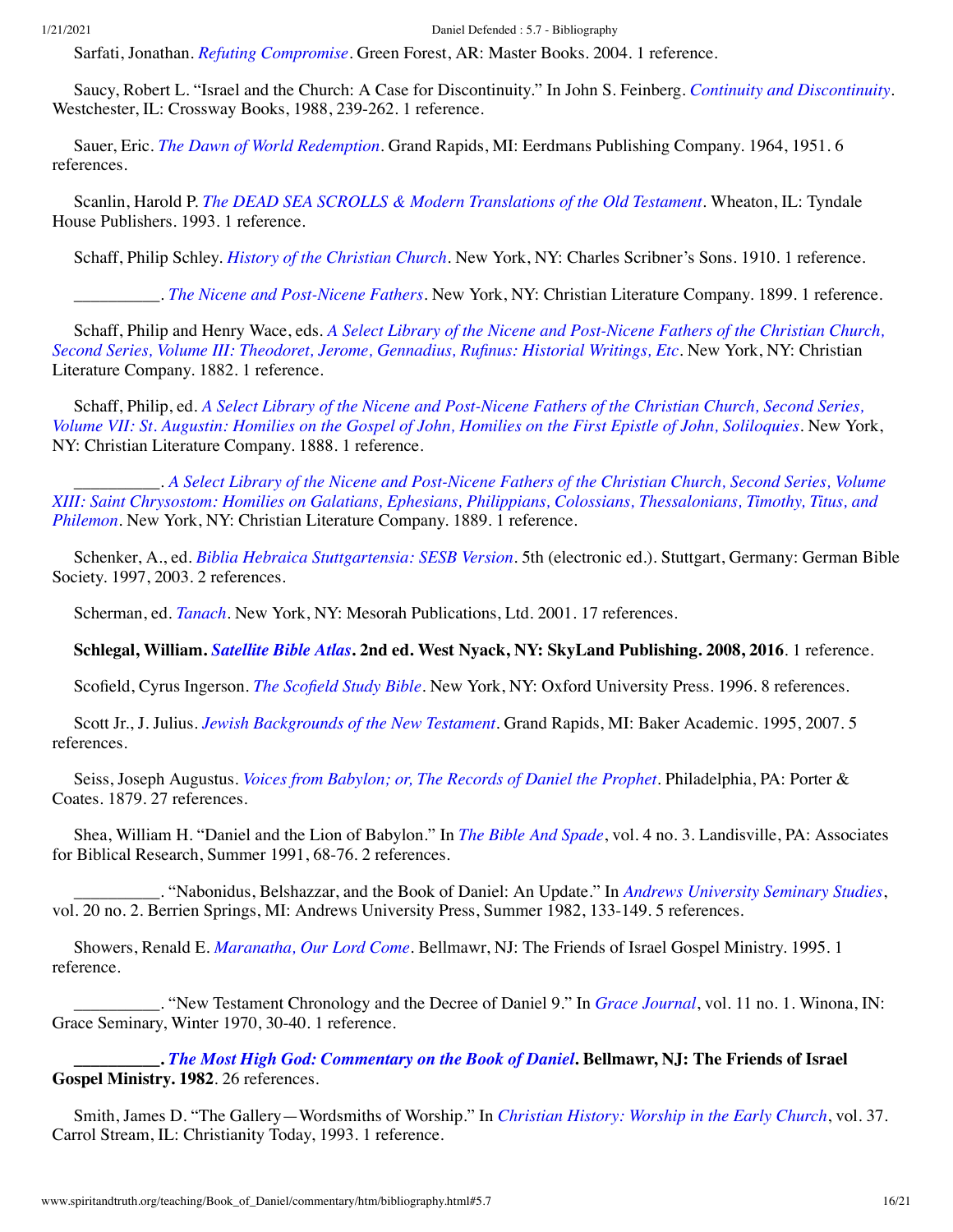Sarfati, Jonathan. *Refuting Compromise*. Green Forest, AR: Master Books. 2004. 1 reference.

Saucy, Robert L. "Israel and the Church: A Case for Discontinuity." In John S. Feinberg. *Continuity and Discontinuity*. Westchester, IL: Crossway Books, 1988, 239-262. 1 reference.

Sauer, Eric. *The Dawn of World Redemption*. Grand Rapids, MI: Eerdmans Publishing Company. 1964, 1951. 6 references.

Scanlin, Harold P. *The DEAD SEA SCROLLS & Modern Translations of the Old Testament*. Wheaton, IL: Tyndale House Publishers. 1993. 1 reference.

Schaff, Philip Schley. *History of the Christian Church*. New York, NY: Charles Scribner's Sons. 1910. 1 reference.

__________. *The Nicene and Post-Nicene Fathers*. New York, NY: Christian Literature Company. 1899. 1 reference.

Schaff, Philip and Henry Wace, eds. *A Select Library of the Nicene and Post-Nicene Fathers of the Christian Church, Second Series, Volume III: Theodoret, Jerome, Gennadius, Rufinus: Historial Writings, Etc*. New York, NY: Christian Literature Company. 1882. 1 reference.

Schaff, Philip, ed. *A Select Library of the Nicene and Post-Nicene Fathers of the Christian Church, Second Series, Volume VII: St. Augustin: Homilies on the Gospel of John, Homilies on the First Epistle of John, Soliloquies*. New York, NY: Christian Literature Company. 1888. 1 reference.

__________. *A Select Library of the Nicene and Post-Nicene Fathers of the Christian Church, Second Series, Volume XIII: Saint Chrysostom: Homilies on Galatians, Ephesians, Philippians, Colossians, Thessalonians, Timothy, Titus, and Philemon*. New York, NY: Christian Literature Company. 1889. 1 reference.

Schenker, A., ed. *Biblia Hebraica Stuttgartensia: SESB Version*. 5th (electronic ed.). Stuttgart, Germany: German Bible Society. 1997, 2003. 2 references.

Scherman, ed. *Tanach*. New York, NY: Mesorah Publications, Ltd. 2001. 17 references.

**Schlegal, William. *Satellite Bible Atlas*. 2nd ed. West Nyack, NY: SkyLand Publishing. 2008, 2016**. 1 reference.

Scofield, Cyrus Ingerson. *The Scofield Study Bible*. New York, NY: Oxford University Press. 1996. 8 references.

Scott Jr., J. Julius. *Jewish Backgrounds of the New Testament*. Grand Rapids, MI: Baker Academic. 1995, 2007. 5 references.

Seiss, Joseph Augustus. *Voices from Babylon; or, The Records of Daniel the Prophet*. Philadelphia, PA: Porter & Coates. 1879. 27 references.

Shea, William H. "Daniel and the Lion of Babylon." In *The Bible And Spade*, vol. 4 no. 3. Landisville, PA: Associates for Biblical Research, Summer 1991, 68-76. 2 references.

__________. "Nabonidus, Belshazzar, and the Book of Daniel: An Update." In *Andrews University Seminary Studies*, vol. 20 no. 2. Berrien Springs, MI: Andrews University Press, Summer 1982, 133-149. 5 references.

Showers, Renald E. *Maranatha, Our Lord Come*. Bellmawr, NJ: The Friends of Israel Gospel Ministry. 1995. 1 reference.

__________. "New Testament Chronology and the Decree of Daniel 9." In *Grace Journal*, vol. 11 no. 1. Winona, IN: Grace Seminary, Winter 1970, 30-40. 1 reference.

**__________. *The Most High God: Commentary on the Book of Daniel*. Bellmawr, NJ: The Friends of Israel Gospel Ministry. 1982**. 26 references.

Smith, James D. "The Gallery—Wordsmiths of Worship." In *Christian History: Worship in the Early Church*, vol. 37. Carrol Stream, IL: Christianity Today, 1993. 1 reference.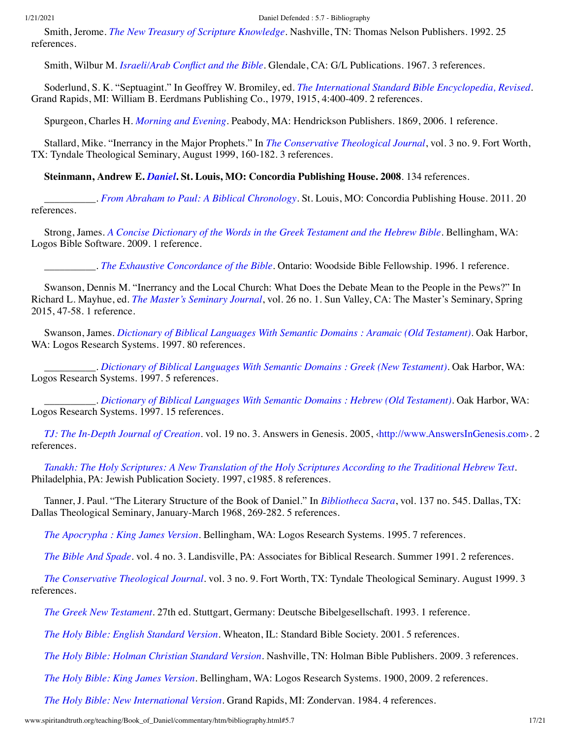Smith, Jerome. *The New Treasury of Scripture Knowledge*. Nashville, TN: Thomas Nelson Publishers. 1992. 25 references.

Smith, Wilbur M. *Israeli/Arab Conflict and the Bible*. Glendale, CA: G/L Publications. 1967. 3 references.

Soderlund, S. K. “Septuagint.” In Geoffrey W. Bromiley, ed. *The International Standard Bible Encyclopedia, Revised*. Grand Rapids, MI: William B. Eerdmans Publishing Co., 1979, 1915, 4:400-409. 2 references.

Spurgeon, Charles H. *Morning and Evening*. Peabody, MA: Hendrickson Publishers. 1869, 2006. 1 reference.

Stallard, Mike. “Inerrancy in the Major Prophets.” In *The Conservative Theological Journal*, vol. 3 no. 9. Fort Worth, TX: Tyndale Theological Seminary, August 1999, 160-182. 3 references.

**Steinmann, Andrew E. *Daniel*. St. Louis, MO: Concordia Publishing House. 2008**. 134 references.

__________. *From Abraham to Paul: A Biblical Chronology*. St. Louis, MO: Concordia Publishing House. 2011. 20 references.

Strong, James. *A Concise Dictionary of the Words in the Greek Testament and the Hebrew Bible*. Bellingham, WA: Logos Bible Software. 2009. 1 reference.

__________. *The Exhaustive Concordance of the Bible*. Ontario: Woodside Bible Fellowship. 1996. 1 reference.

Swanson, Dennis M. “Inerrancy and the Local Church: What Does the Debate Mean to the People in the Pews?” In Richard L. Mayhue, ed. *The Master’s Seminary Journal*, vol. 26 no. 1. Sun Valley, CA: The Master’s Seminary, Spring 2015, 47-58. 1 reference.

Swanson, James. *Dictionary of Biblical Languages With Semantic Domains : Aramaic (Old Testament)*. Oak Harbor, WA: Logos Research Systems. 1997. 80 references.

__________. *Dictionary of Biblical Languages With Semantic Domains : Greek (New Testament)*. Oak Harbor, WA: Logos Research Systems. 1997. 5 references.

__________. *Dictionary of Biblical Languages With Semantic Domains : Hebrew (Old Testament)*. Oak Harbor, WA: Logos Research Systems. 1997. 15 references.

*TJ: The In-Depth Journal of Creation*. vol. 19 no. 3. Answers in Genesis. 2005, ‹http://www.AnswersInGenesis.com›. 2 references.

*Tanakh: The Holy Scriptures: A New Translation of the Holy Scriptures According to the Traditional Hebrew Text*. Philadelphia, PA: Jewish Publication Society. 1997, c1985. 8 references.

Tanner, J. Paul. “The Literary Structure of the Book of Daniel.” In *Bibliotheca Sacra*, vol. 137 no. 545. Dallas, TX: Dallas Theological Seminary, January-March 1968, 269-282. 5 references.

*The Apocrypha : King James Version*. Bellingham, WA: Logos Research Systems. 1995. 7 references.

*The Bible And Spade*. vol. 4 no. 3. Landisville, PA: Associates for Biblical Research. Summer 1991. 2 references.

*The Conservative Theological Journal*. vol. 3 no. 9. Fort Worth, TX: Tyndale Theological Seminary. August 1999. 3 references.

*The Greek New Testament*. 27th ed. Stuttgart, Germany: Deutsche Bibelgesellschaft. 1993. 1 reference.

*The Holy Bible: English Standard Version*. Wheaton, IL: Standard Bible Society. 2001. 5 references.

*The Holy Bible: Holman Christian Standard Version*. Nashville, TN: Holman Bible Publishers. 2009. 3 references.

*The Holy Bible: King James Version*. Bellingham, WA: Logos Research Systems. 1900, 2009. 2 references.

*The Holy Bible: New International Version*. Grand Rapids, MI: Zondervan. 1984. 4 references.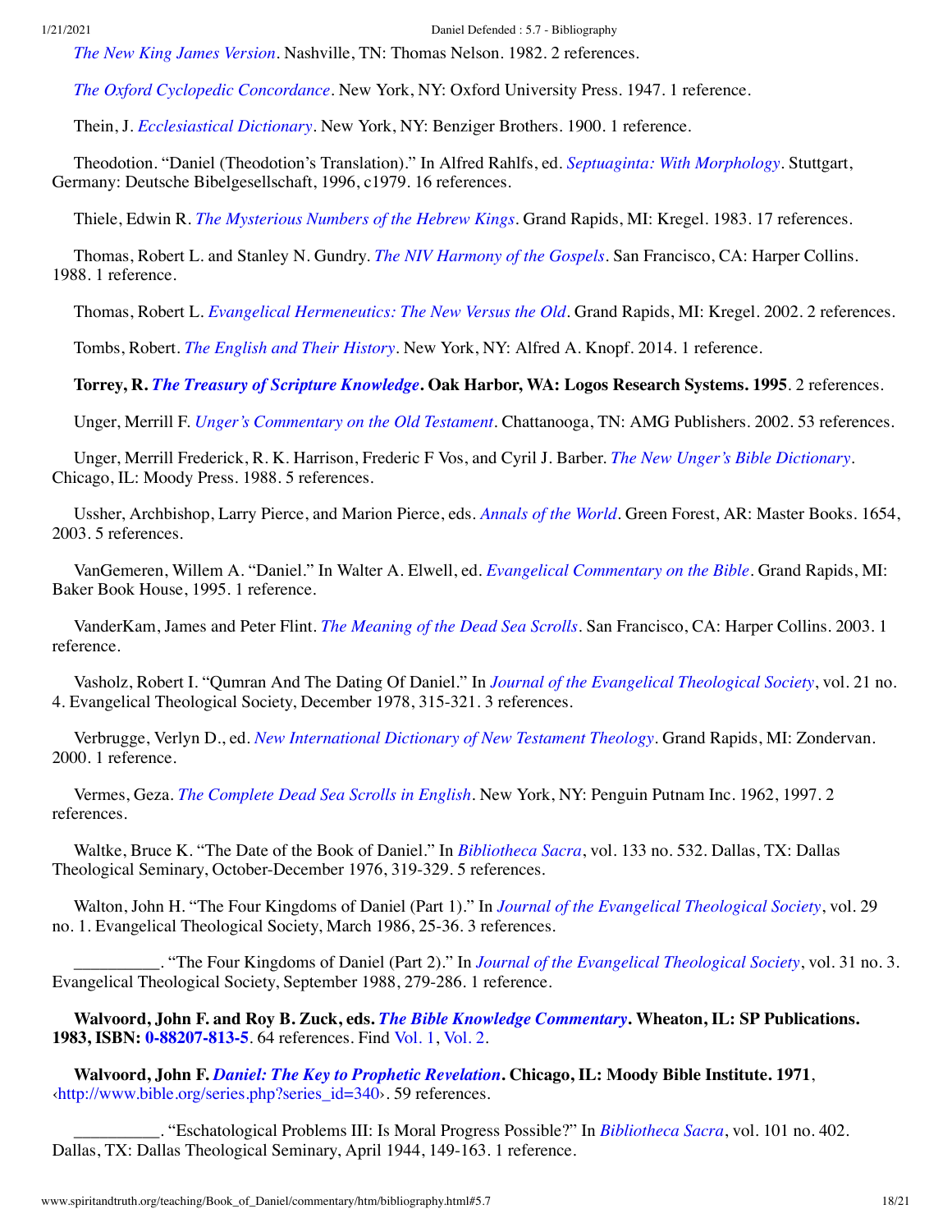*The New King James Version*. Nashville, TN: Thomas Nelson. 1982. 2 references.

*The Oxford Cyclopedic Concordance*. New York, NY: Oxford University Press. 1947. 1 reference.

Thein, J. *Ecclesiastical Dictionary*. New York, NY: Benziger Brothers. 1900. 1 reference.

Theodotion. "Daniel (Theodotion's Translation)." In Alfred Rahlfs, ed. *Septuaginta: With Morphology*. Stuttgart, Germany: Deutsche Bibelgesellschaft, 1996, c1979. 16 references.

Thiele, Edwin R. *The Mysterious Numbers of the Hebrew Kings*. Grand Rapids, MI: Kregel. 1983. 17 references.

Thomas, Robert L. and Stanley N. Gundry. *The NIV Harmony of the Gospels*. San Francisco, CA: Harper Collins. 1988. 1 reference.

Thomas, Robert L. *Evangelical Hermeneutics: The New Versus the Old*. Grand Rapids, MI: Kregel. 2002. 2 references.

Tombs, Robert. *The English and Their History*. New York, NY: Alfred A. Knopf. 2014. 1 reference.

**Torrey, R. *The Treasury of Scripture Knowledge*. Oak Harbor, WA: Logos Research Systems. 1995**. 2 references.

Unger, Merrill F. *Unger's Commentary on the Old Testament*. Chattanooga, TN: AMG Publishers. 2002. 53 references.

Unger, Merrill Frederick, R. K. Harrison, Frederic F Vos, and Cyril J. Barber. *The New Unger's Bible Dictionary*. Chicago, IL: Moody Press. 1988. 5 references.

Ussher, Archbishop, Larry Pierce, and Marion Pierce, eds. *Annals of the World*. Green Forest, AR: Master Books. 1654, 2003. 5 references.

VanGemeren, Willem A. "Daniel." In Walter A. Elwell, ed. *Evangelical Commentary on the Bible*. Grand Rapids, MI: Baker Book House, 1995. 1 reference.

VanderKam, James and Peter Flint. *The Meaning of the Dead Sea Scrolls*. San Francisco, CA: Harper Collins. 2003. 1 reference.

Vasholz, Robert I. "Qumran And The Dating Of Daniel." In *Journal of the Evangelical Theological Society*, vol. 21 no. 4. Evangelical Theological Society, December 1978, 315-321. 3 references.

Verbrugge, Verlyn D., ed. *New International Dictionary of New Testament Theology*. Grand Rapids, MI: Zondervan. 2000. 1 reference.

Vermes, Geza. *The Complete Dead Sea Scrolls in English*. New York, NY: Penguin Putnam Inc. 1962, 1997. 2 references.

Waltke, Bruce K. "The Date of the Book of Daniel." In *Bibliotheca Sacra*, vol. 133 no. 532. Dallas, TX: Dallas Theological Seminary, October-December 1976, 319-329. 5 references.

Walton, John H. "The Four Kingdoms of Daniel (Part 1)." In *Journal of the Evangelical Theological Society*, vol. 29 no. 1. Evangelical Theological Society, March 1986, 25-36. 3 references.

__________. "The Four Kingdoms of Daniel (Part 2)." In *Journal of the Evangelical Theological Society*, vol. 31 no. 3. Evangelical Theological Society, September 1988, 279-286. 1 reference.

**Walvoord, John F. and Roy B. Zuck, eds. *The Bible Knowledge Commentary*. Wheaton, IL: SP Publications. 1983, ISBN: 0-88207-813-5**. 64 references. Find Vol. 1, Vol. 2.

**Walvoord, John F. *Daniel: The Key to Prophetic Revelation*. Chicago, IL: Moody Bible Institute. 1971**, ‹http://www.bible.org/series.php?series_id=340›. 59 references.

__________. "Eschatological Problems III: Is Moral Progress Possible?" In *Bibliotheca Sacra*, vol. 101 no. 402. Dallas, TX: Dallas Theological Seminary, April 1944, 149-163. 1 reference.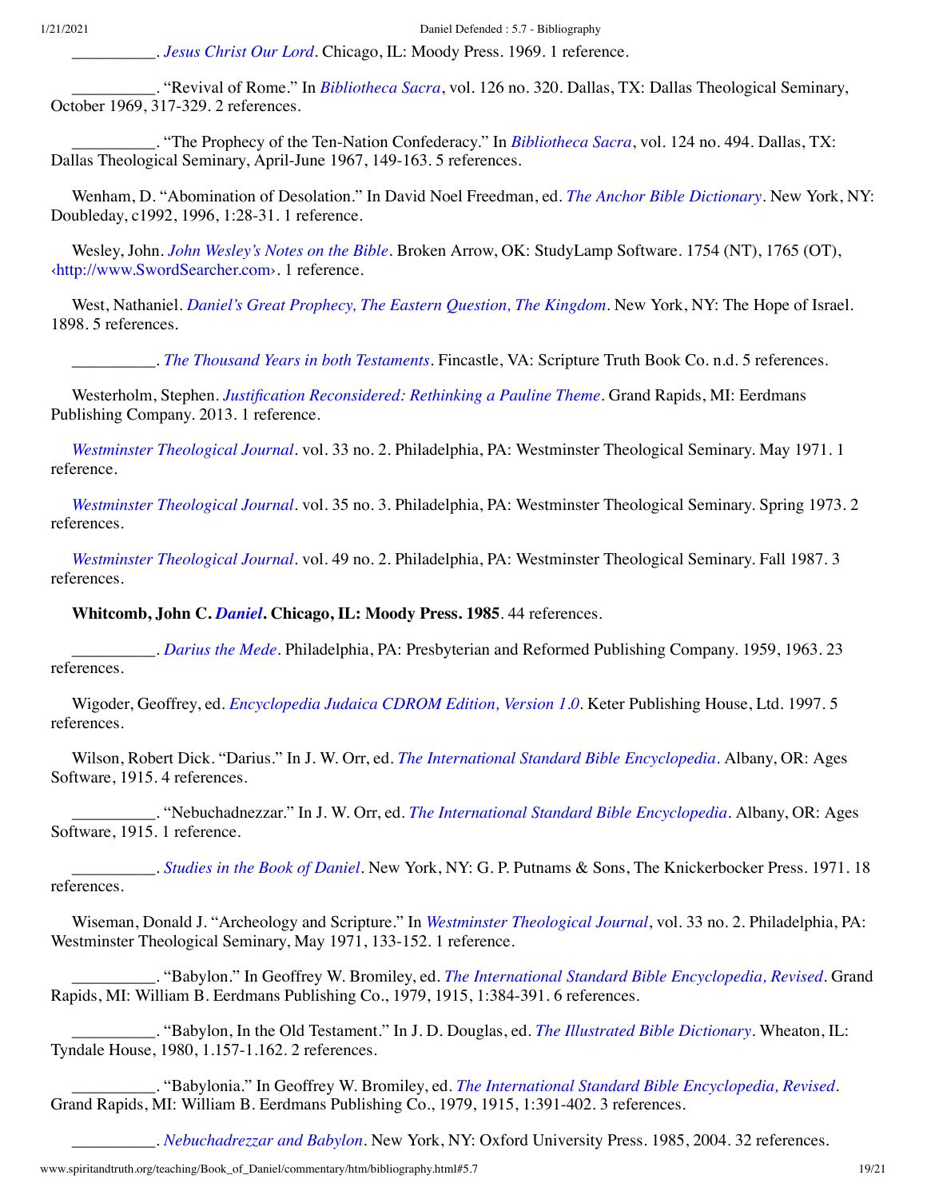__________. *Jesus Christ Our Lord*. Chicago, IL: Moody Press. 1969. 1 reference.

__________. "Revival of Rome." In *Bibliotheca Sacra*, vol. 126 no. 320. Dallas, TX: Dallas Theological Seminary, October 1969, 317-329. 2 references.

__________. "The Prophecy of the Ten-Nation Confederacy." In *Bibliotheca Sacra*, vol. 124 no. 494. Dallas, TX: Dallas Theological Seminary, April-June 1967, 149-163. 5 references.

Wenham, D. "Abomination of Desolation." In David Noel Freedman, ed. *The Anchor Bible Dictionary*. New York, NY: Doubleday, c1992, 1996, 1:28-31. 1 reference.

Wesley, John. *John Wesley's Notes on the Bible*. Broken Arrow, OK: StudyLamp Software. 1754 (NT), 1765 (OT), ‹http://www.SwordSearcher.com›. 1 reference.

West, Nathaniel. *Daniel's Great Prophecy, The Eastern Question, The Kingdom*. New York, NY: The Hope of Israel. 1898. 5 references.

__________. *The Thousand Years in both Testaments*. Fincastle, VA: Scripture Truth Book Co. n.d. 5 references.

Westerholm, Stephen. *Justification Reconsidered: Rethinking a Pauline Theme*. Grand Rapids, MI: Eerdmans Publishing Company. 2013. 1 reference.

*Westminster Theological Journal*. vol. 33 no. 2. Philadelphia, PA: Westminster Theological Seminary. May 1971. 1 reference.

*Westminster Theological Journal*. vol. 35 no. 3. Philadelphia, PA: Westminster Theological Seminary. Spring 1973. 2 references.

*Westminster Theological Journal*. vol. 49 no. 2. Philadelphia, PA: Westminster Theological Seminary. Fall 1987. 3 references.

**Whitcomb, John C. *Daniel*. Chicago, IL: Moody Press. 1985**. 44 references.

__________. *Darius the Mede*. Philadelphia, PA: Presbyterian and Reformed Publishing Company. 1959, 1963. 23 references.

Wigoder, Geoffrey, ed. *Encyclopedia Judaica CDROM Edition, Version 1.0*. Keter Publishing House, Ltd. 1997. 5 references.

Wilson, Robert Dick. "Darius." In J. W. Orr, ed. *The International Standard Bible Encyclopedia*. Albany, OR: Ages Software, 1915. 4 references.

__________. "Nebuchadnezzar." In J. W. Orr, ed. *The International Standard Bible Encyclopedia*. Albany, OR: Ages Software, 1915. 1 reference.

__________. *Studies in the Book of Daniel*. New York, NY: G. P. Putnams & Sons, The Knickerbocker Press. 1971. 18 references.

Wiseman, Donald J. "Archeology and Scripture." In *Westminster Theological Journal*, vol. 33 no. 2. Philadelphia, PA: Westminster Theological Seminary, May 1971, 133-152. 1 reference.

__________. "Babylon." In Geoffrey W. Bromiley, ed. *The International Standard Bible Encyclopedia, Revised*. Grand Rapids, MI: William B. Eerdmans Publishing Co., 1979, 1915, 1:384-391. 6 references.

__________. "Babylon, In the Old Testament." In J. D. Douglas, ed. *The Illustrated Bible Dictionary*. Wheaton, IL: Tyndale House, 1980, 1.157-1.162. 2 references.

__________. "Babylonia." In Geoffrey W. Bromiley, ed. *The International Standard Bible Encyclopedia, Revised*. Grand Rapids, MI: William B. Eerdmans Publishing Co., 1979, 1915, 1:391-402. 3 references.

__________. *Nebuchadrezzar and Babylon*. New York, NY: Oxford University Press. 1985, 2004. 32 references.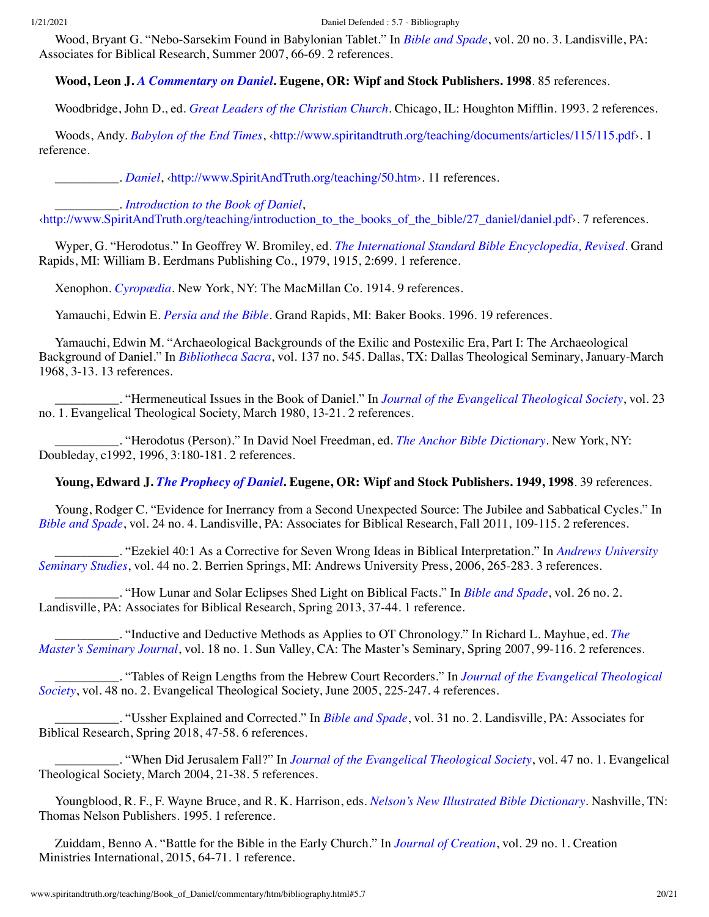Wood, Bryant G. "Nebo-Sarsekim Found in Babylonian Tablet." In *Bible and Spade*, vol. 20 no. 3. Landisville, PA: Associates for Biblical Research, Summer 2007, 66-69. 2 references.

**Wood, Leon J. *A Commentary on Daniel*. Eugene, OR: Wipf and Stock Publishers. 1998**. 85 references.

Woodbridge, John D., ed. *Great Leaders of the Christian Church*. Chicago, IL: Houghton Mifflin. 1993. 2 references.

Woods, Andy. *Babylon of the End Times*, ‹http://www.spiritandtruth.org/teaching/documents/articles/115/115.pdf›. 1 reference.

__________. *Daniel*, ‹http://www.SpiritAndTruth.org/teaching/50.htm›. 11 references.

__________. *Introduction to the Book of Daniel*, ‹http://www.SpiritAndTruth.org/teaching/introduction_to_the_books_of_the_bible/27_daniel/daniel.pdf›. 7 references.

Wyper, G. "Herodotus." In Geoffrey W. Bromiley, ed. *The International Standard Bible Encyclopedia, Revised*. Grand Rapids, MI: William B. Eerdmans Publishing Co., 1979, 1915, 2:699. 1 reference.

Xenophon. *Cyropædia*. New York, NY: The MacMillan Co. 1914. 9 references.

Yamauchi, Edwin E. *Persia and the Bible*. Grand Rapids, MI: Baker Books. 1996. 19 references.

Yamauchi, Edwin M. "Archaeological Backgrounds of the Exilic and Postexilic Era, Part I: The Archaeological Background of Daniel." In *Bibliotheca Sacra*, vol. 137 no. 545. Dallas, TX: Dallas Theological Seminary, January-March 1968, 3-13. 13 references.

__________. "Hermeneutical Issues in the Book of Daniel." In *Journal of the Evangelical Theological Society*, vol. 23 no. 1. Evangelical Theological Society, March 1980, 13-21. 2 references.

__________. "Herodotus (Person)." In David Noel Freedman, ed. *The Anchor Bible Dictionary*. New York, NY: Doubleday, c1992, 1996, 3:180-181. 2 references.

**Young, Edward J. *The Prophecy of Daniel*. Eugene, OR: Wipf and Stock Publishers. 1949, 1998**. 39 references.

Young, Rodger C. "Evidence for Inerrancy from a Second Unexpected Source: The Jubilee and Sabbatical Cycles." In *Bible and Spade*, vol. 24 no. 4. Landisville, PA: Associates for Biblical Research, Fall 2011, 109-115. 2 references.

__________. "Ezekiel 40:1 As a Corrective for Seven Wrong Ideas in Biblical Interpretation." In *Andrews University Seminary Studies*, vol. 44 no. 2. Berrien Springs, MI: Andrews University Press, 2006, 265-283. 3 references.

__________. "How Lunar and Solar Eclipses Shed Light on Biblical Facts." In *Bible and Spade*, vol. 26 no. 2. Landisville, PA: Associates for Biblical Research, Spring 2013, 37-44. 1 reference.

__________. "Inductive and Deductive Methods as Applies to OT Chronology." In Richard L. Mayhue, ed. *The Master's Seminary Journal*, vol. 18 no. 1. Sun Valley, CA: The Master's Seminary, Spring 2007, 99-116. 2 references.

__________. "Tables of Reign Lengths from the Hebrew Court Recorders." In *Journal of the Evangelical Theological Society*, vol. 48 no. 2. Evangelical Theological Society, June 2005, 225-247. 4 references.

__________. "Ussher Explained and Corrected." In *Bible and Spade*, vol. 31 no. 2. Landisville, PA: Associates for Biblical Research, Spring 2018, 47-58. 6 references.

__________. "When Did Jerusalem Fall?" In *Journal of the Evangelical Theological Society*, vol. 47 no. 1. Evangelical Theological Society, March 2004, 21-38. 5 references.

Youngblood, R. F., F. Wayne Bruce, and R. K. Harrison, eds. *Nelson's New Illustrated Bible Dictionary*. Nashville, TN: Thomas Nelson Publishers. 1995. 1 reference.

Zuiddam, Benno A. "Battle for the Bible in the Early Church." In *Journal of Creation*, vol. 29 no. 1. Creation Ministries International, 2015, 64-71. 1 reference.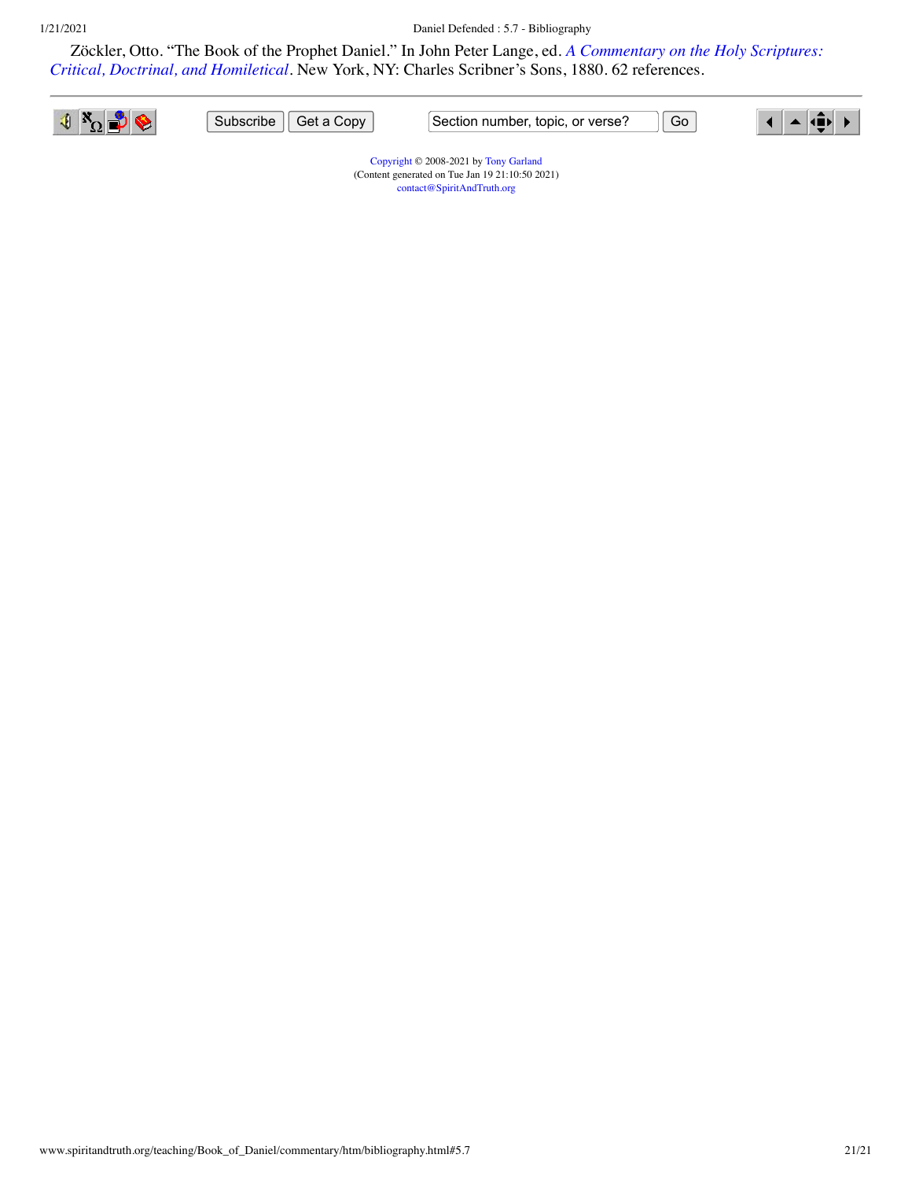Zöckler, Otto. "The Book of the Prophet Daniel." In John Peter Lange, ed. *A Commentary on the Holy Scriptures: Critical, Doctrinal, and Homiletical*. New York, NY: Charles Scribner's Sons, 1880. 62 references.

---

Subscribe | Get a Copy | Section number, topic, or verse? | Go

Copyright © 2008-2021 by Tony Garland
(Content generated on Tue Jan 19 21:10:50 2021)
contact@SpiritAndTruth.org